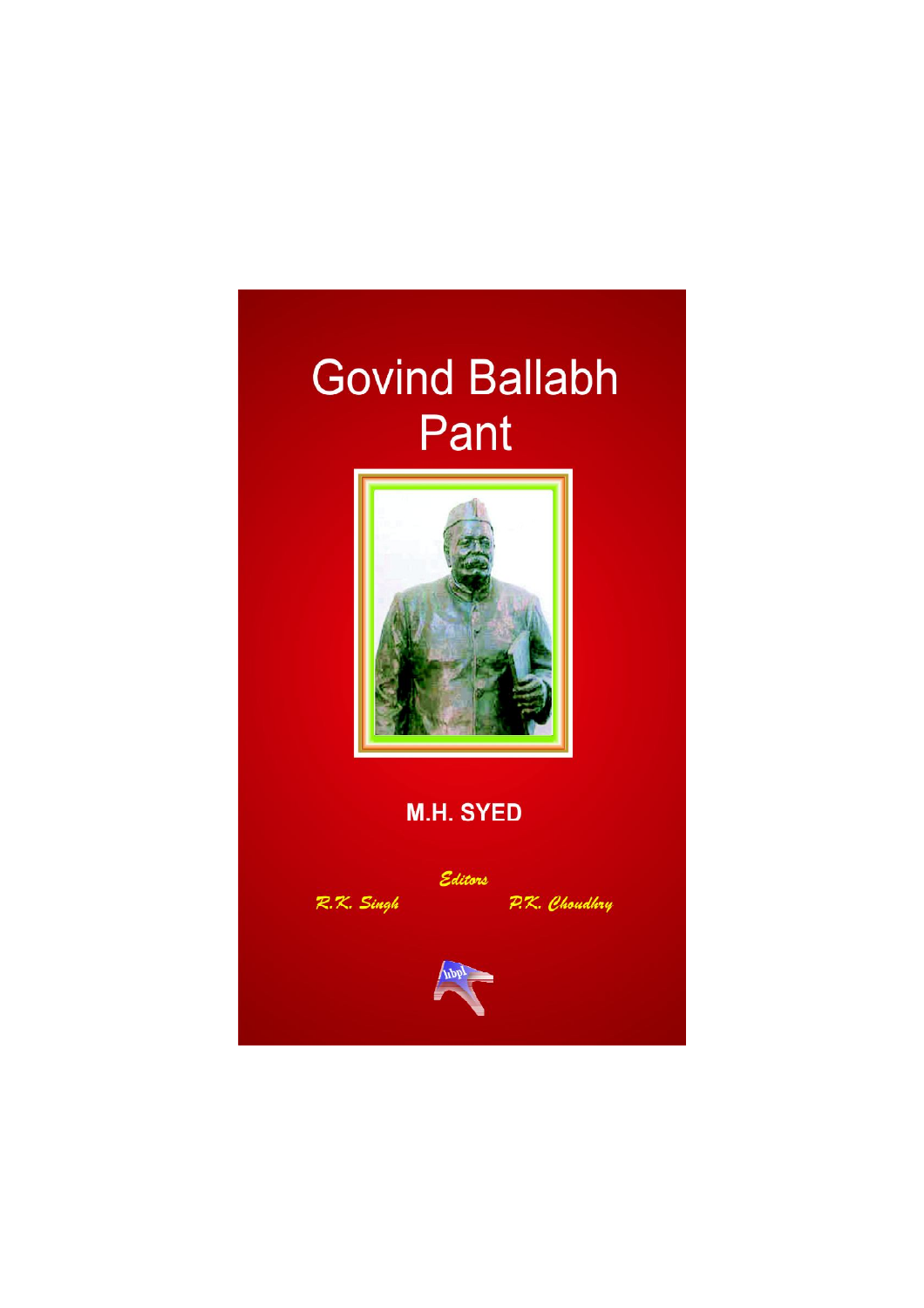# Govind Ballabh Pant

**M.H. SYED**

*Editors*

*R.K. Singh* *P.K. Choudhry*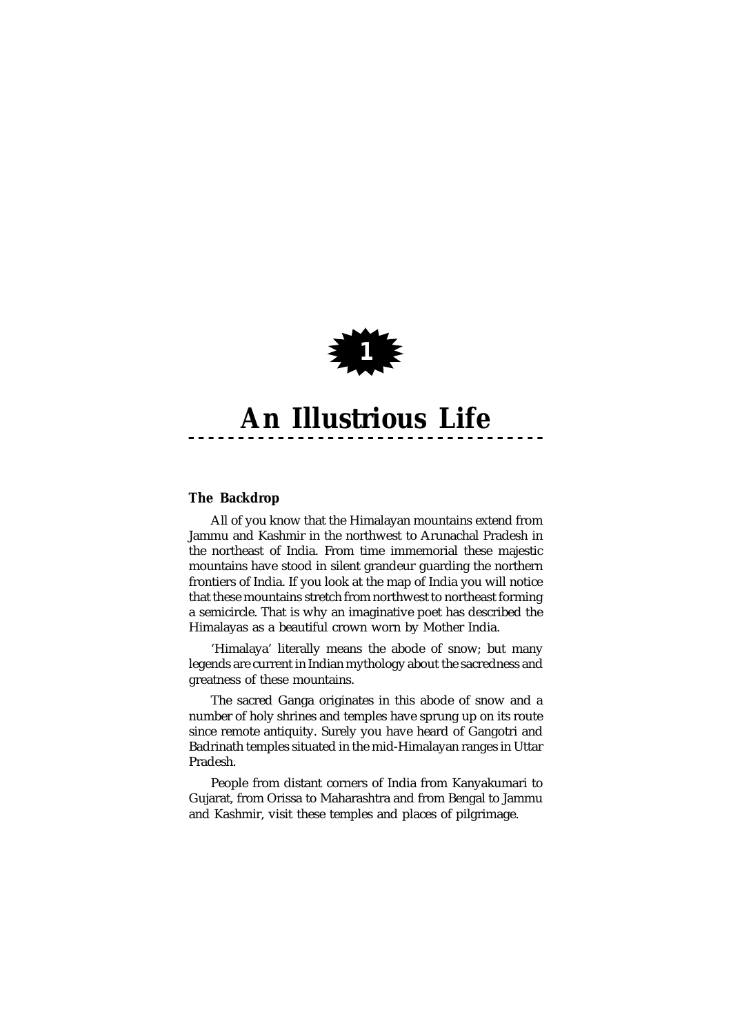# 1

# An Illustrious Life

### The Backdrop

All of you know that the Himalayan mountains extend from Jammu and Kashmir in the northwest to Arunachal Pradesh in the northeast of India. From time immemorial these majestic mountains have stood in silent grandeur guarding the northern frontiers of India. If you look at the map of India you will notice that these mountains stretch from northwest to northeast forming a semicircle. That is why an imaginative poet has described the Himalayas as a beautiful crown worn by Mother India.

'Himalaya' literally means the abode of snow; but many legends are current in Indian mythology about the sacredness and greatness of these mountains.

The sacred Ganga originates in this abode of snow and a number of holy shrines and temples have sprung up on its route since remote antiquity. Surely you have heard of Gangotri and Badrinath temples situated in the mid-Himalayan ranges in Uttar Pradesh.

People from distant corners of India from Kanyakumari to Gujarat, from Orissa to Maharashtra and from Bengal to Jammu and Kashmir, visit these temples and places of pilgrimage.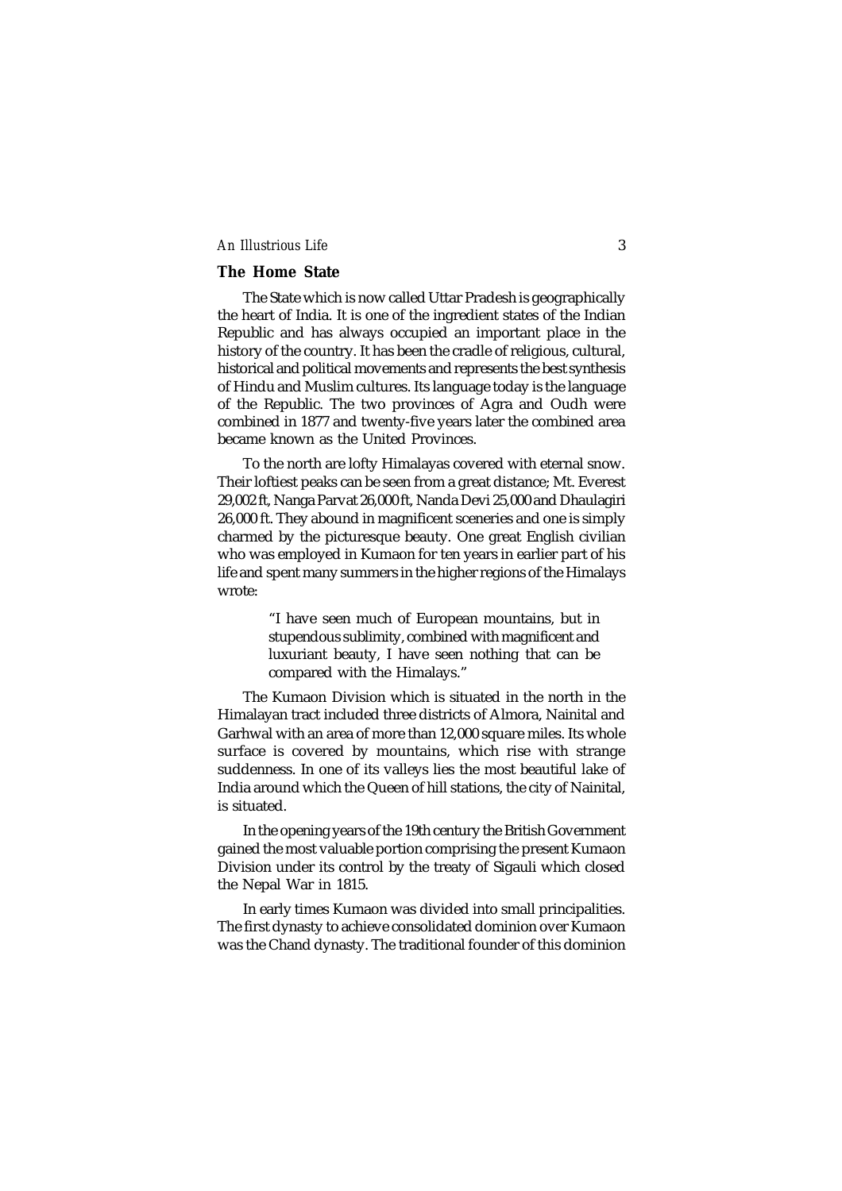## The Home State

The State which is now called Uttar Pradesh is geographically the heart of India. It is one of the ingredient states of the Indian Republic and has always occupied an important place in the history of the country. It has been the cradle of religious, cultural, historical and political movements and represents the best synthesis of Hindu and Muslim cultures. Its language today is the language of the Republic. The two provinces of Agra and Oudh were combined in 1877 and twenty-five years later the combined area became known as the United Provinces.

To the north are lofty Himalayas covered with eternal snow. Their loftiest peaks can be seen from a great distance; Mt. Everest 29,002 ft, Nanga Parvat 26,000 ft, Nanda Devi 25,000 and Dhaulagiri 26,000 ft. They abound in magnificent sceneries and one is simply charmed by the picturesque beauty. One great English civilian who was employed in Kumaon for ten years in earlier part of his life and spent many summers in the higher regions of the Himalays wrote:

> "I have seen much of European mountains, but in stupendous sublimity, combined with magnificent and luxuriant beauty, I have seen nothing that can be compared with the Himalays."

The Kumaon Division which is situated in the north in the Himalayan tract included three districts of Almora, Nainital and Garhwal with an area of more than 12,000 square miles. Its whole surface is covered by mountains, which rise with strange suddenness. In one of its valleys lies the most beautiful lake of India around which the Queen of hill stations, the city of Nainital, is situated.

In the opening years of the 19th century the British Government gained the most valuable portion comprising the present Kumaon Division under its control by the treaty of Sigauli which closed the Nepal War in 1815.

In early times Kumaon was divided into small principalities. The first dynasty to achieve consolidated dominion over Kumaon was the Chand dynasty. The traditional founder of this dominion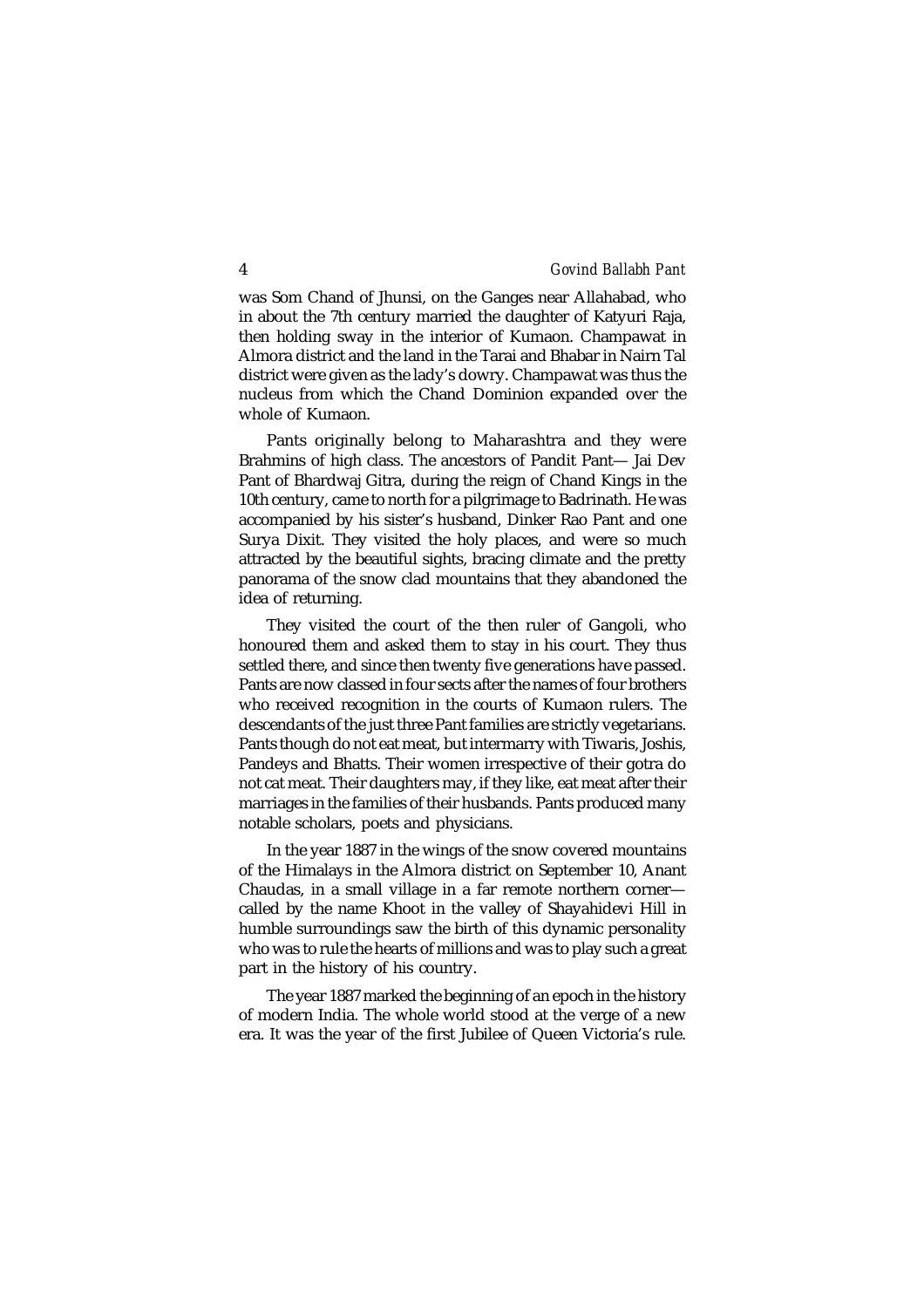was Som Chand of Jhunsi, on the Ganges near Allahabad, who in about the 7th century married the daughter of Katyuri Raja, then holding sway in the interior of Kumaon. Champawat in Almora district and the land in the Tarai and Bhabar in Nairn Tal district were given as the lady's dowry. Champawat was thus the nucleus from which the Chand Dominion expanded over the whole of Kumaon.

Pants originally belong to Maharashtra and they were Brahmins of high class. The ancestors of Pandit Pant— Jai Dev Pant of Bhardwaj Gitra, during the reign of Chand Kings in the 10th century, came to north for a pilgrimage to Badrinath. He was accompanied by his sister's husband, Dinker Rao Pant and one Surya Dixit. They visited the holy places, and were so much attracted by the beautiful sights, bracing climate and the pretty panorama of the snow clad mountains that they abandoned the idea of returning.

They visited the court of the then ruler of Gangoli, who honoured them and asked them to stay in his court. They thus settled there, and since then twenty five generations have passed. Pants are now classed in four sects after the names of four brothers who received recognition in the courts of Kumaon rulers. The descendants of the just three Pant families are strictly vegetarians. Pants though do not eat meat, but intermarry with Tiwaris, Joshis, Pandeys and Bhatts. Their women irrespective of their gotra do not cat meat. Their daughters may, if they like, eat meat after their marriages in the families of their husbands. Pants produced many notable scholars, poets and physicians.

In the year 1887 in the wings of the snow covered mountains of the Himalays in the Almora district on September 10, Anant Chaudas, in a small village in a far remote northern corner— called by the name Khoot in the valley of Shayahidevi Hill in humble surroundings saw the birth of this dynamic personality who was to rule the hearts of millions and was to play such a great part in the history of his country.

The year 1887 marked the beginning of an epoch in the history of modern India. The whole world stood at the verge of a new era. It was the year of the first Jubilee of Queen Victoria's rule.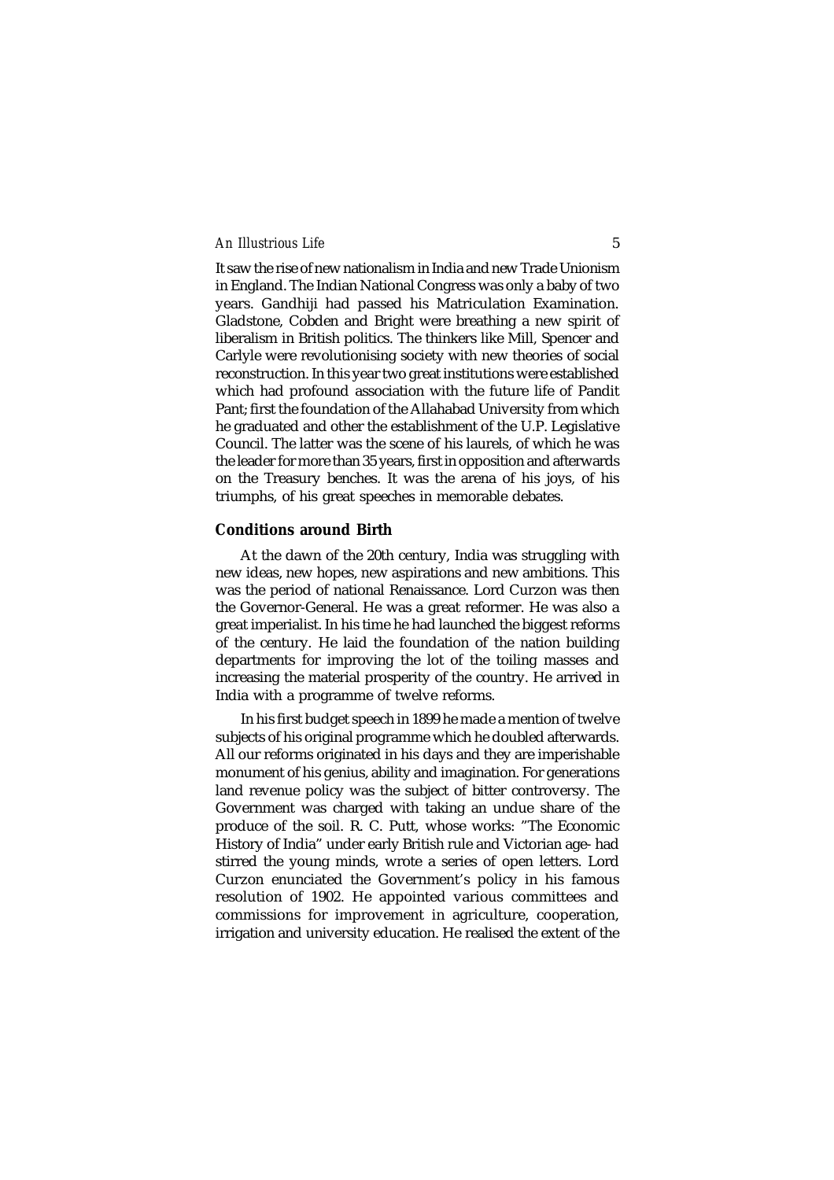It saw the rise of new nationalism in India and new Trade Unionism in England. The Indian National Congress was only a baby of two years. Gandhiji had passed his Matriculation Examination. Gladstone, Cobden and Bright were breathing a new spirit of liberalism in British politics. The thinkers like Mill, Spencer and Carlyle were revolutionising society with new theories of social reconstruction. In this year two great institutions were established which had profound association with the future life of Pandit Pant; first the foundation of the Allahabad University from which he graduated and other the establishment of the U.P. Legislative Council. The latter was the scene of his laurels, of which he was the leader for more than 35 years, first in opposition and afterwards on the Treasury benches. It was the arena of his joys, of his triumphs, of his great speeches in memorable debates.

## Conditions around Birth

At the dawn of the 20th century, India was struggling with new ideas, new hopes, new aspirations and new ambitions. This was the period of national Renaissance. Lord Curzon was then the Governor-General. He was a great reformer. He was also a great imperialist. In his time he had launched the biggest reforms of the century. He laid the foundation of the nation building departments for improving the lot of the toiling masses and increasing the material prosperity of the country. He arrived in India with a programme of twelve reforms.

In his first budget speech in 1899 he made a mention of twelve subjects of his original programme which he doubled afterwards. All our reforms originated in his days and they are imperishable monument of his genius, ability and imagination. For generations land revenue policy was the subject of bitter controversy. The Government was charged with taking an undue share of the produce of the soil. R. C. Putt, whose works: "The Economic History of India" under early British rule and Victorian age- had stirred the young minds, wrote a series of open letters. Lord Curzon enunciated the Government's policy in his famous resolution of 1902. He appointed various committees and commissions for improvement in agriculture, cooperation, irrigation and university education. He realised the extent of the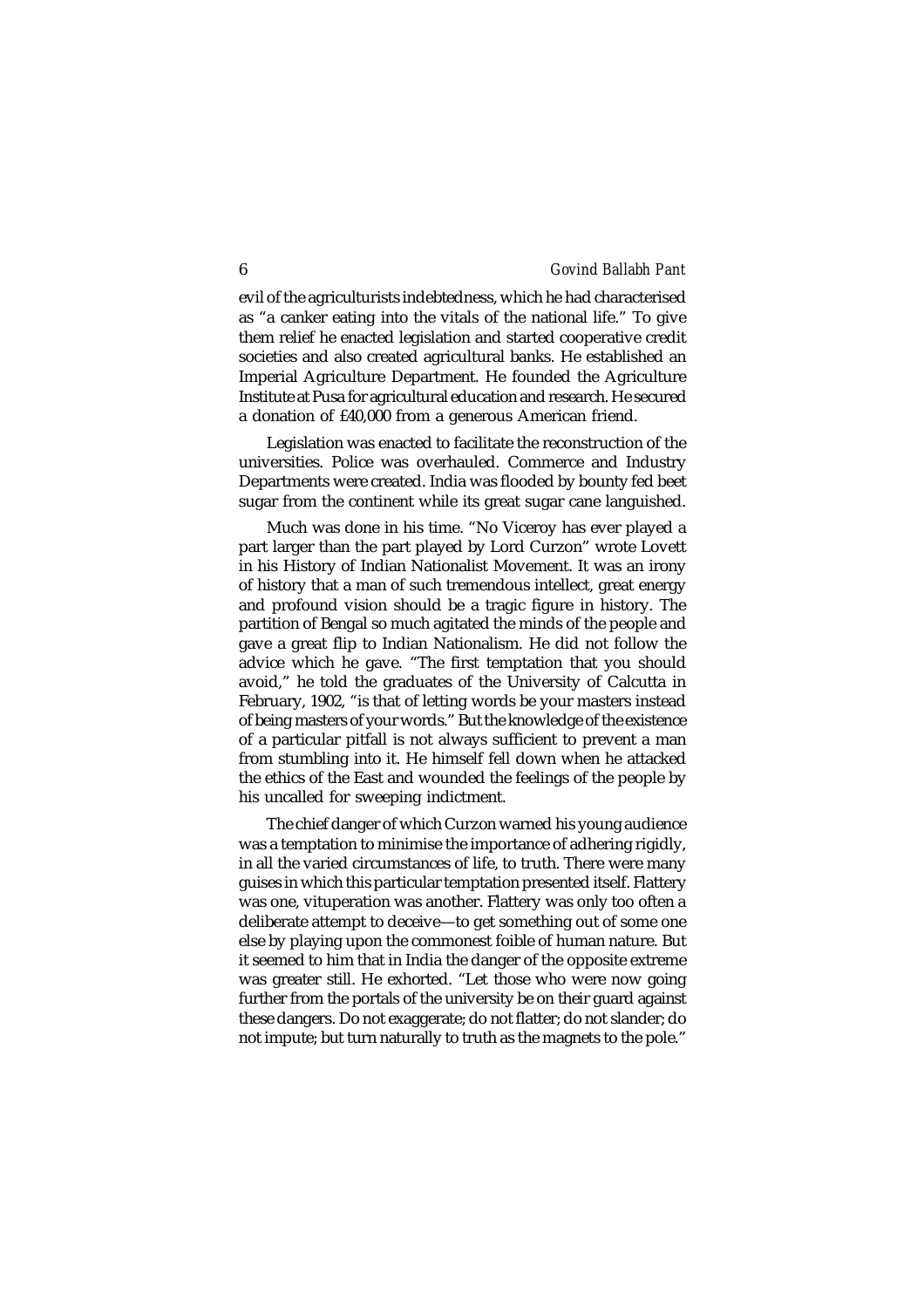evil of the agriculturists indebtedness, which he had characterised as "a canker eating into the vitals of the national life." To give them relief he enacted legislation and started cooperative credit societies and also created agricultural banks. He established an Imperial Agriculture Department. He founded the Agriculture Institute at Pusa for agricultural education and research. He secured a donation of £40,000 from a generous American friend.

Legislation was enacted to facilitate the reconstruction of the universities. Police was overhauled. Commerce and Industry Departments were created. India was flooded by bounty fed beet sugar from the continent while its great sugar cane languished.

Much was done in his time. "No Viceroy has ever played a part larger than the part played by Lord Curzon" wrote Lovett in his History of Indian Nationalist Movement. It was an irony of history that a man of such tremendous intellect, great energy and profound vision should be a tragic figure in history. The partition of Bengal so much agitated the minds of the people and gave a great flip to Indian Nationalism. He did not follow the advice which he gave. "The first temptation that you should avoid," he told the graduates of the University of Calcutta in February, 1902, "is that of letting words be your masters instead of being masters of your words." But the knowledge of the existence of a particular pitfall is not always sufficient to prevent a man from stumbling into it. He himself fell down when he attacked the ethics of the East and wounded the feelings of the people by his uncalled for sweeping indictment.

The chief danger of which Curzon warned his young audience was a temptation to minimise the importance of adhering rigidly, in all the varied circumstances of life, to truth. There were many guises in which this particular temptation presented itself. Flattery was one, vituperation was another. Flattery was only too often a deliberate attempt to deceive—to get something out of some one else by playing upon the commonest foible of human nature. But it seemed to him that in India the danger of the opposite extreme was greater still. He exhorted. "Let those who were now going further from the portals of the university be on their guard against these dangers. Do not exaggerate; do not flatter; do not slander; do not impute; but turn naturally to truth as the magnets to the pole."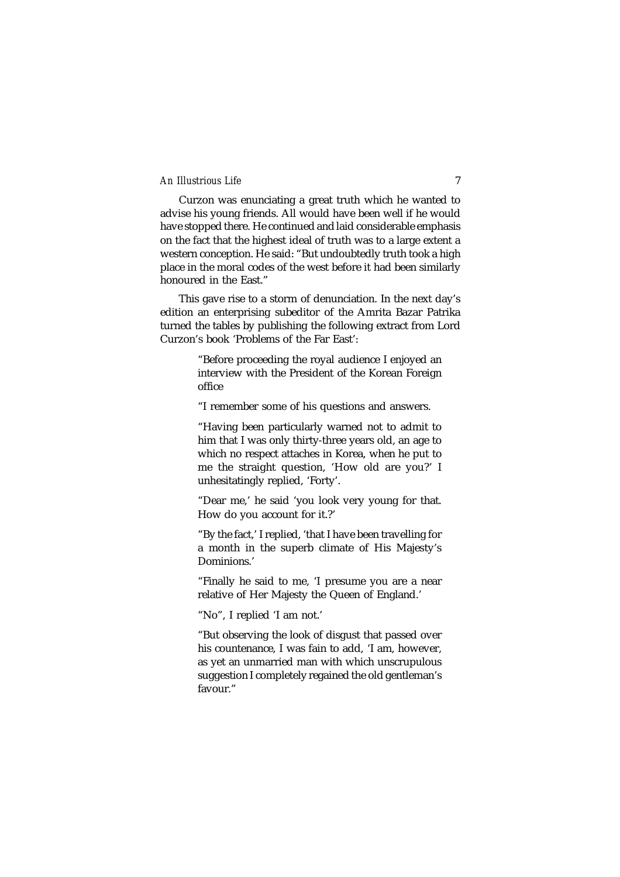Curzon was enunciating a great truth which he wanted to advise his young friends. All would have been well if he would have stopped there. He continued and laid considerable emphasis on the fact that the highest ideal of truth was to a large extent a western conception. He said: "But undoubtedly truth took a high place in the moral codes of the west before it had been similarly honoured in the East."

This gave rise to a storm of denunciation. In the next day's edition an enterprising subeditor of the Amrita Bazar Patrika turned the tables by publishing the following extract from Lord Curzon's book 'Problems of the Far East':

> "Before proceeding the royal audience I enjoyed an interview with the President of the Korean Foreign office
>
> "I remember some of his questions and answers.
>
> "Having been particularly warned not to admit to him that I was only thirty-three years old, an age to which no respect attaches in Korea, when he put to me the straight question, 'How old are you?' I unhesitatingly replied, 'Forty'.
>
> "Dear me,' he said 'you look very young for that. How do you account for it.?'
>
> "By the fact,' I replied, 'that I have been travelling for a month in the superb climate of His Majesty's Dominions.'
>
> "Finally he said to me, 'I presume you are a near relative of Her Majesty the Queen of England.'
>
> "No", I replied 'I am not.'
>
> "But observing the look of disgust that passed over his countenance, I was fain to add, 'I am, however, as yet an unmarried man with which unscrupulous suggestion I completely regained the old gentleman's favour."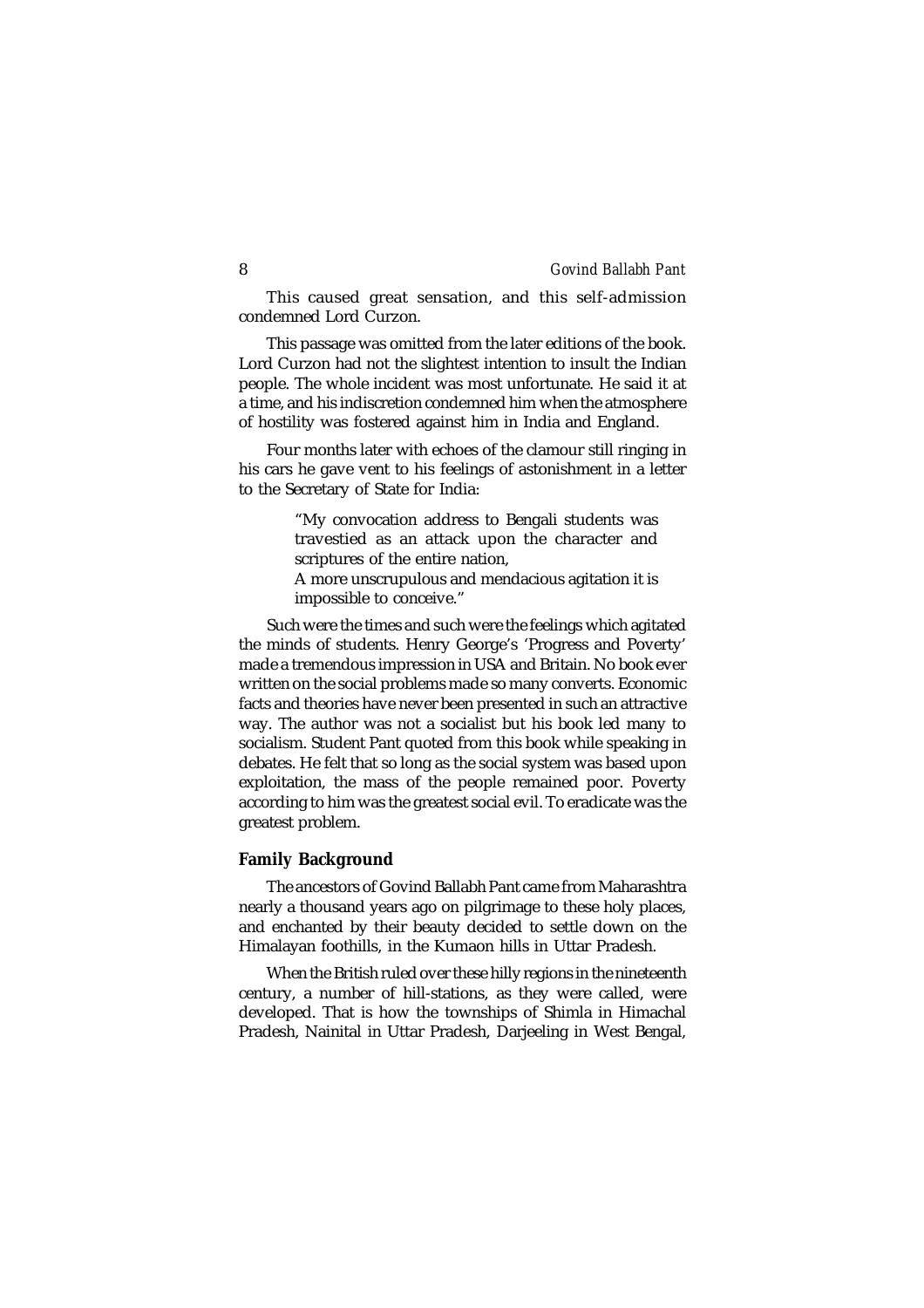This caused great sensation, and this self-admission condemned Lord Curzon.

This passage was omitted from the later editions of the book. Lord Curzon had not the slightest intention to insult the Indian people. The whole incident was most unfortunate. He said it at a time, and his indiscretion condemned him when the atmosphere of hostility was fostered against him in India and England.

Four months later with echoes of the clamour still ringing in his cars he gave vent to his feelings of astonishment in a letter to the Secretary of State for India:

> "My convocation address to Bengali students was travestied as an attack upon the character and scriptures of the entire nation,
> A more unscrupulous and mendacious agitation it is impossible to conceive."

Such were the times and such were the feelings which agitated the minds of students. Henry George's 'Progress and Poverty' made a tremendous impression in USA and Britain. No book ever written on the social problems made so many converts. Economic facts and theories have never been presented in such an attractive way. The author was not a socialist but his book led many to socialism. Student Pant quoted from this book while speaking in debates. He felt that so long as the social system was based upon exploitation, the mass of the people remained poor. Poverty according to him was the greatest social evil. To eradicate was the greatest problem.

**Family Background**

The ancestors of Govind Ballabh Pant came from Maharashtra nearly a thousand years ago on pilgrimage to these holy places, and enchanted by their beauty decided to settle down on the Himalayan foothills, in the Kumaon hills in Uttar Pradesh.

When the British ruled over these hilly regions in the nineteenth century, a number of hill-stations, as they were called, were developed. That is how the townships of Shimla in Himachal Pradesh, Nainital in Uttar Pradesh, Darjeeling in West Bengal,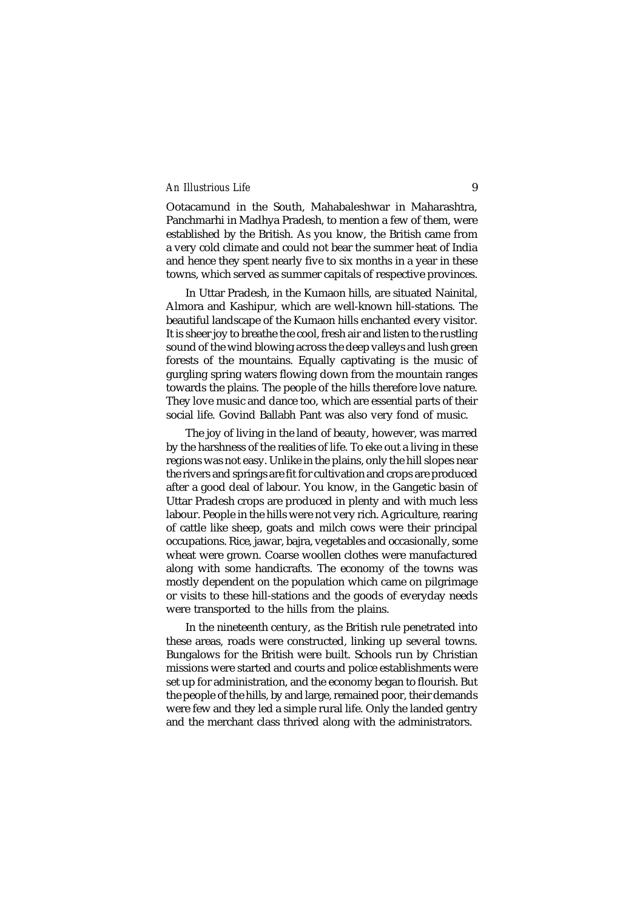Ootacamund in the South, Mahabaleshwar in Maharashtra, Panchmarhi in Madhya Pradesh, to mention a few of them, were established by the British. As you know, the British came from a very cold climate and could not bear the summer heat of India and hence they spent nearly five to six months in a year in these towns, which served as summer capitals of respective provinces.

In Uttar Pradesh, in the Kumaon hills, are situated Nainital, Almora and Kashipur, which are well-known hill-stations. The beautiful landscape of the Kumaon hills enchanted every visitor. It is sheer joy to breathe the cool, fresh air and listen to the rustling sound of the wind blowing across the deep valleys and lush green forests of the mountains. Equally captivating is the music of gurgling spring waters flowing down from the mountain ranges towards the plains. The people of the hills therefore love nature. They love music and dance too, which are essential parts of their social life. Govind Ballabh Pant was also very fond of music.

The joy of living in the land of beauty, however, was marred by the harshness of the realities of life. To eke out a living in these regions was not easy. Unlike in the plains, only the hill slopes near the rivers and springs are fit for cultivation and crops are produced after a good deal of labour. You know, in the Gangetic basin of Uttar Pradesh crops are produced in plenty and with much less labour. People in the hills were not very rich. Agriculture, rearing of cattle like sheep, goats and milch cows were their principal occupations. Rice, jawar, bajra, vegetables and occasionally, some wheat were grown. Coarse woollen clothes were manufactured along with some handicrafts. The economy of the towns was mostly dependent on the population which came on pilgrimage or visits to these hill-stations and the goods of everyday needs were transported to the hills from the plains.

In the nineteenth century, as the British rule penetrated into these areas, roads were constructed, linking up several towns. Bungalows for the British were built. Schools run by Christian missions were started and courts and police establishments were set up for administration, and the economy began to flourish. But the people of the hills, by and large, remained poor, their demands were few and they led a simple rural life. Only the landed gentry and the merchant class thrived along with the administrators.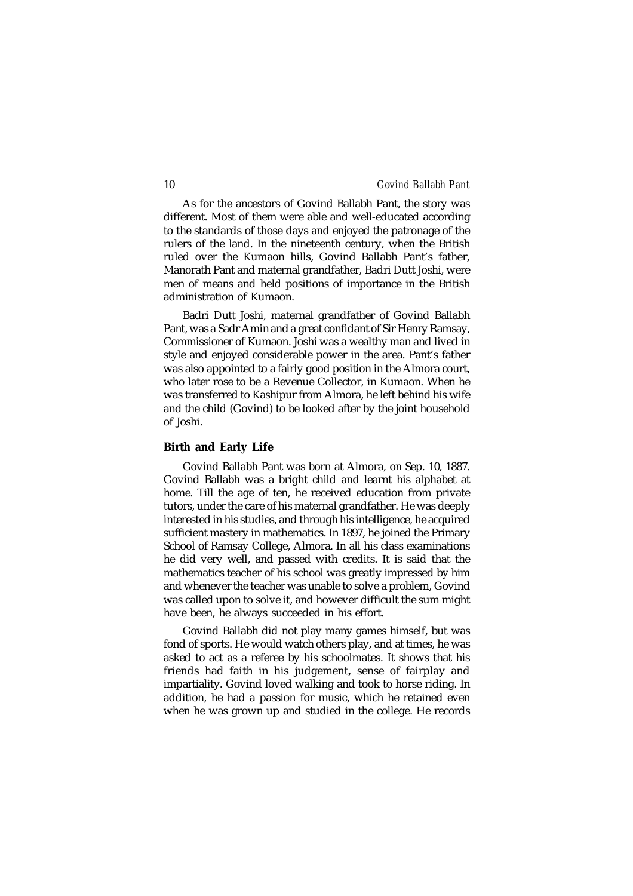As for the ancestors of Govind Ballabh Pant, the story was different. Most of them were able and well-educated according to the standards of those days and enjoyed the patronage of the rulers of the land. In the nineteenth century, when the British ruled over the Kumaon hills, Govind Ballabh Pant's father, Manorath Pant and maternal grandfather, Badri Dutt Joshi, were men of means and held positions of importance in the British administration of Kumaon.

Badri Dutt Joshi, maternal grandfather of Govind Ballabh Pant, was a Sadr Amin and a great confidant of Sir Henry Ramsay, Commissioner of Kumaon. Joshi was a wealthy man and lived in style and enjoyed considerable power in the area. Pant's father was also appointed to a fairly good position in the Almora court, who later rose to be a Revenue Collector, in Kumaon. When he was transferred to Kashipur from Almora, he left behind his wife and the child (Govind) to be looked after by the joint household of Joshi.

### Birth and Early Life

Govind Ballabh Pant was born at Almora, on Sep. 10, 1887. Govind Ballabh was a bright child and learnt his alphabet at home. Till the age of ten, he received education from private tutors, under the care of his maternal grandfather. He was deeply interested in his studies, and through his intelligence, he acquired sufficient mastery in mathematics. In 1897, he joined the Primary School of Ramsay College, Almora. In all his class examinations he did very well, and passed with credits. It is said that the mathematics teacher of his school was greatly impressed by him and whenever the teacher was unable to solve a problem, Govind was called upon to solve it, and however difficult the sum might have been, he always succeeded in his effort.

Govind Ballabh did not play many games himself, but was fond of sports. He would watch others play, and at times, he was asked to act as a referee by his schoolmates. It shows that his friends had faith in his judgement, sense of fairplay and impartiality. Govind loved walking and took to horse riding. In addition, he had a passion for music, which he retained even when he was grown up and studied in the college. He records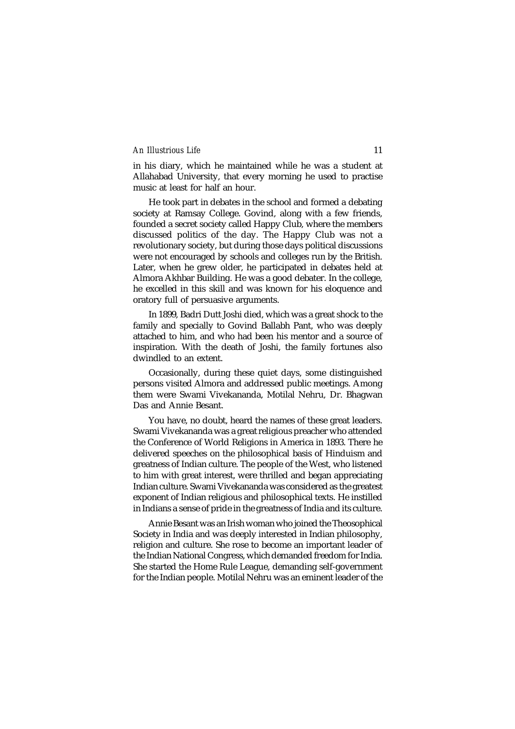in his diary, which he maintained while he was a student at Allahabad University, that every morning he used to practise music at least for half an hour.

He took part in debates in the school and formed a debating society at Ramsay College. Govind, along with a few friends, founded a secret society called Happy Club, where the members discussed politics of the day. The Happy Club was not a revolutionary society, but during those days political discussions were not encouraged by schools and colleges run by the British. Later, when he grew older, he participated in debates held at Almora Akhbar Building. He was a good debater. In the college, he excelled in this skill and was known for his eloquence and oratory full of persuasive arguments.

In 1899, Badri Dutt Joshi died, which was a great shock to the family and specially to Govind Ballabh Pant, who was deeply attached to him, and who had been his mentor and a source of inspiration. With the death of Joshi, the family fortunes also dwindled to an extent.

Occasionally, during these quiet days, some distinguished persons visited Almora and addressed public meetings. Among them were Swami Vivekananda, Motilal Nehru, Dr. Bhagwan Das and Annie Besant.

You have, no doubt, heard the names of these great leaders. Swami Vivekananda was a great religious preacher who attended the Conference of World Religions in America in 1893. There he delivered speeches on the philosophical basis of Hinduism and greatness of Indian culture. The people of the West, who listened to him with great interest, were thrilled and began appreciating Indian culture. Swami Vivekananda was considered as the greatest exponent of Indian religious and philosophical texts. He instilled in Indians a sense of pride in the greatness of India and its culture.

Annie Besant was an Irish woman who joined the Theosophical Society in India and was deeply interested in Indian philosophy, religion and culture. She rose to become an important leader of the Indian National Congress, which demanded freedom for India. She started the Home Rule League, demanding self-government for the Indian people. Motilal Nehru was an eminent leader of the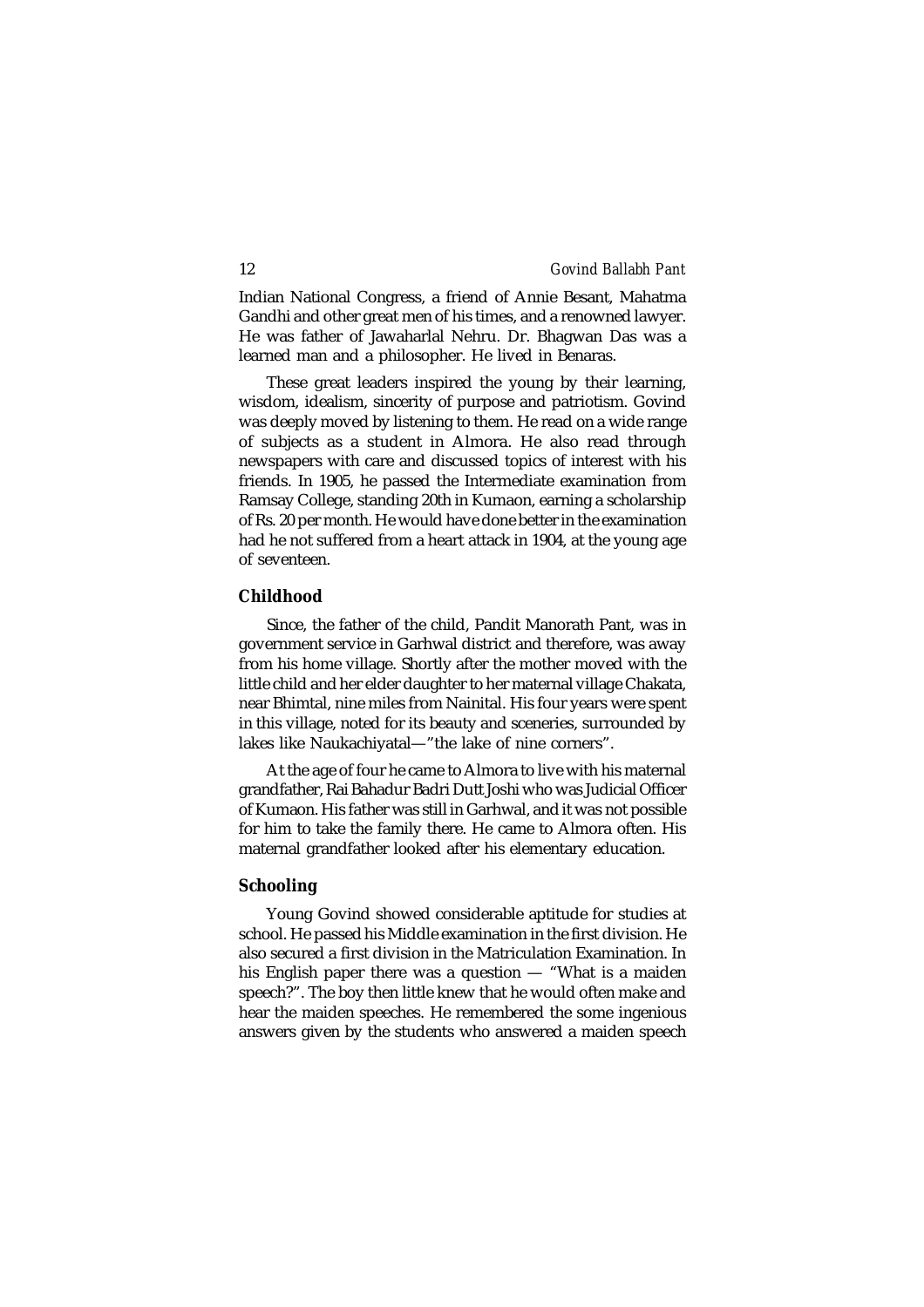Indian National Congress, a friend of Annie Besant, Mahatma Gandhi and other great men of his times, and a renowned lawyer. He was father of Jawaharlal Nehru. Dr. Bhagwan Das was a learned man and a philosopher. He lived in Benaras.

These great leaders inspired the young by their learning, wisdom, idealism, sincerity of purpose and patriotism. Govind was deeply moved by listening to them. He read on a wide range of subjects as a student in Almora. He also read through newspapers with care and discussed topics of interest with his friends. In 1905, he passed the Intermediate examination from Ramsay College, standing 20th in Kumaon, earning a scholarship of Rs. 20 per month. He would have done better in the examination had he not suffered from a heart attack in 1904, at the young age of seventeen.

## Childhood

Since, the father of the child, Pandit Manorath Pant, was in government service in Garhwal district and therefore, was away from his home village. Shortly after the mother moved with the little child and her elder daughter to her maternal village Chakata, near Bhimtal, nine miles from Nainital. His four years were spent in this village, noted for its beauty and sceneries, surrounded by lakes like Naukachiyatal—"the lake of nine corners".

At the age of four he came to Almora to live with his maternal grandfather, Rai Bahadur Badri Dutt Joshi who was Judicial Officer of Kumaon. His father was still in Garhwal, and it was not possible for him to take the family there. He came to Almora often. His maternal grandfather looked after his elementary education.

## Schooling

Young Govind showed considerable aptitude for studies at school. He passed his Middle examination in the first division. He also secured a first division in the Matriculation Examination. In his English paper there was a question — "What is a maiden speech?". The boy then little knew that he would often make and hear the maiden speeches. He remembered the some ingenious answers given by the students who answered a maiden speech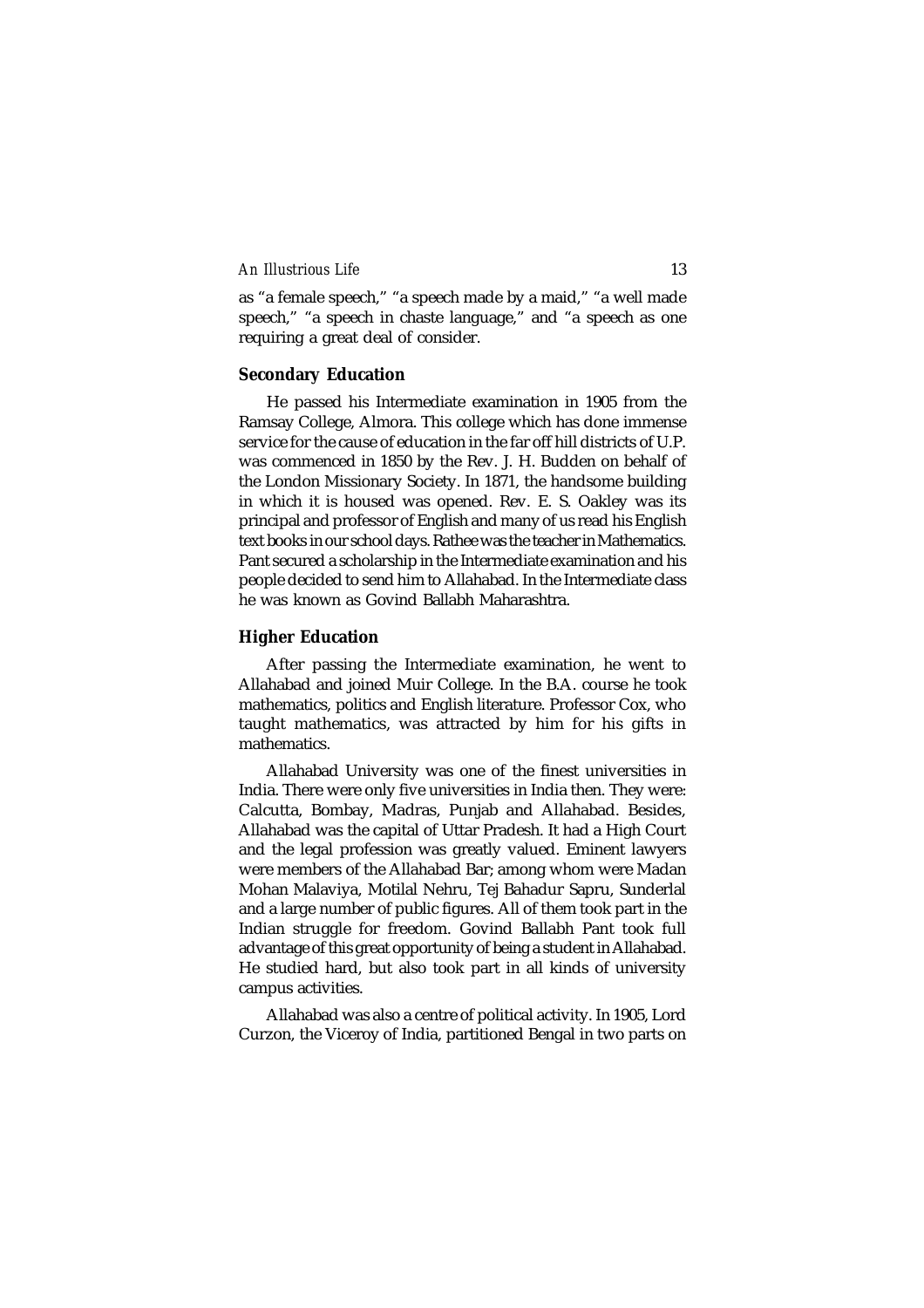as "a female speech," "a speech made by a maid," "a well made speech," "a speech in chaste language," and "a speech as one requiring a great deal of consider.

### Secondary Education

He passed his Intermediate examination in 1905 from the Ramsay College, Almora. This college which has done immense service for the cause of education in the far off hill districts of U.P. was commenced in 1850 by the Rev. J. H. Budden on behalf of the London Missionary Society. In 1871, the handsome building in which it is housed was opened. Rev. E. S. Oakley was its principal and professor of English and many of us read his English text books in our school days. Rathee was the teacher in Mathematics. Pant secured a scholarship in the Intermediate examination and his people decided to send him to Allahabad. In the Intermediate class he was known as Govind Ballabh Maharashtra.

### Higher Education

After passing the Intermediate examination, he went to Allahabad and joined Muir College. In the B.A. course he took mathematics, politics and English literature. Professor Cox, who taught mathematics, was attracted by him for his gifts in mathematics.

Allahabad University was one of the finest universities in India. There were only five universities in India then. They were: Calcutta, Bombay, Madras, Punjab and Allahabad. Besides, Allahabad was the capital of Uttar Pradesh. It had a High Court and the legal profession was greatly valued. Eminent lawyers were members of the Allahabad Bar; among whom were Madan Mohan Malaviya, Motilal Nehru, Tej Bahadur Sapru, Sunderlal and a large number of public figures. All of them took part in the Indian struggle for freedom. Govind Ballabh Pant took full advantage of this great opportunity of being a student in Allahabad. He studied hard, but also took part in all kinds of university campus activities.

Allahabad was also a centre of political activity. In 1905, Lord Curzon, the Viceroy of India, partitioned Bengal in two parts on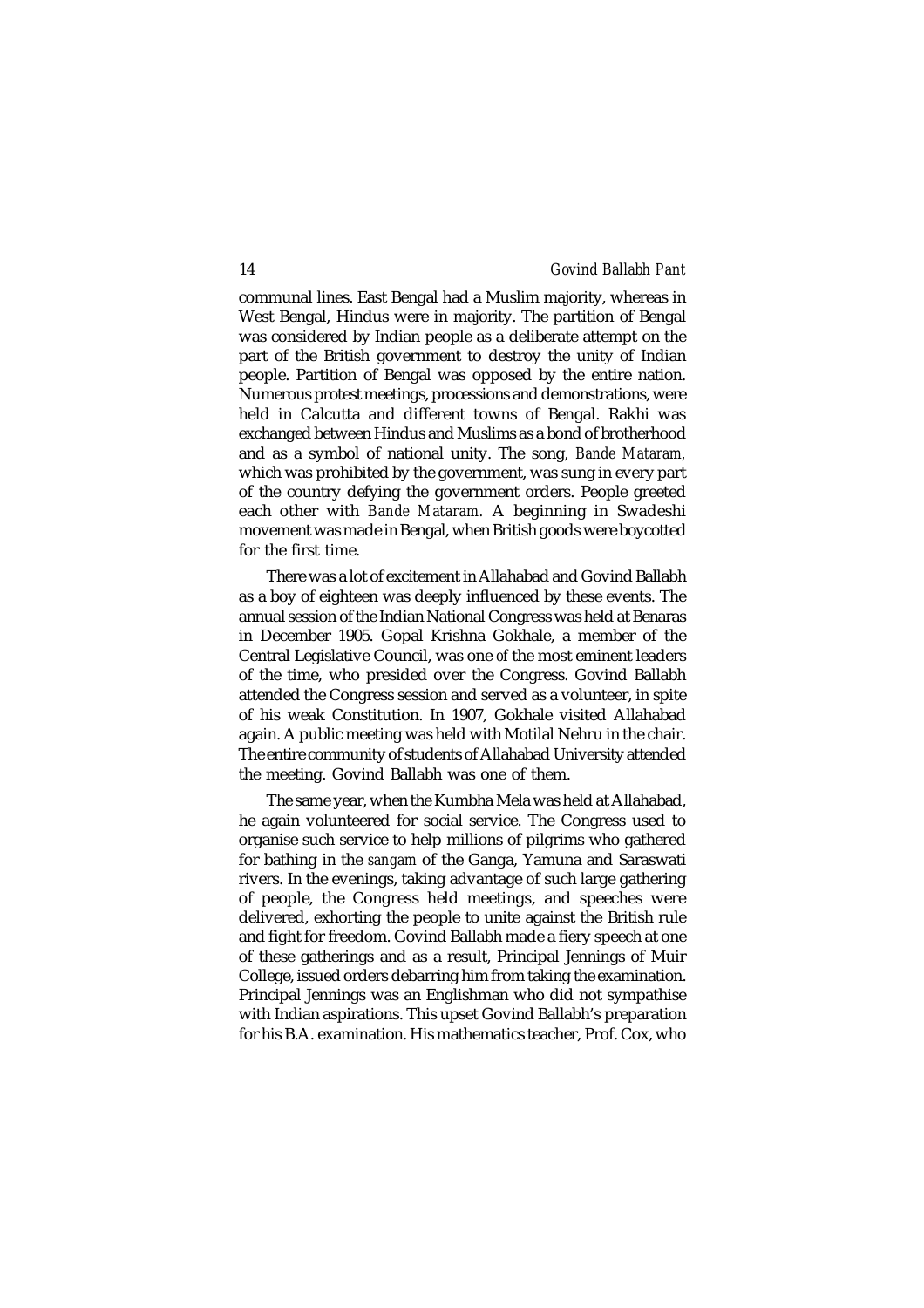communal lines. East Bengal had a Muslim majority, whereas in West Bengal, Hindus were in majority. The partition of Bengal was considered by Indian people as a deliberate attempt on the part of the British government to destroy the unity of Indian people. Partition of Bengal was opposed by the entire nation. Numerous protest meetings, processions and demonstrations, were held in Calcutta and different towns of Bengal. Rakhi was exchanged between Hindus and Muslims as a bond of brotherhood and as a symbol of national unity. The song, *Bande Mataram,* which was prohibited by the government, was sung in every part of the country defying the government orders. People greeted each other with *Bande Mataram.* A beginning in Swadeshi movement was made in Bengal, when British goods were boycotted for the first time.

There was a lot of excitement in Allahabad and Govind Ballabh as a boy of eighteen was deeply influenced by these events. The annual session of the Indian National Congress was held at Benaras in December 1905. Gopal Krishna Gokhale, a member of the Central Legislative Council, was one of the most eminent leaders of the time, who presided over the Congress. Govind Ballabh attended the Congress session and served as a volunteer, in spite of his weak Constitution. In 1907, Gokhale visited Allahabad again. A public meeting was held with Motilal Nehru in the chair. The entire community of students of Allahabad University attended the meeting. Govind Ballabh was one of them.

The same year, when the Kumbha Mela was held at Allahabad, he again volunteered for social service. The Congress used to organise such service to help millions of pilgrims who gathered for bathing in the *sangam* of the Ganga, Yamuna and Saraswati rivers. In the evenings, taking advantage of such large gathering of people, the Congress held meetings, and speeches were delivered, exhorting the people to unite against the British rule and fight for freedom. Govind Ballabh made a fiery speech at one of these gatherings and as a result, Principal Jennings of Muir College, issued orders debarring him from taking the examination. Principal Jennings was an Englishman who did not sympathise with Indian aspirations. This upset Govind Ballabh's preparation for his B.A. examination. His mathematics teacher, Prof. Cox, who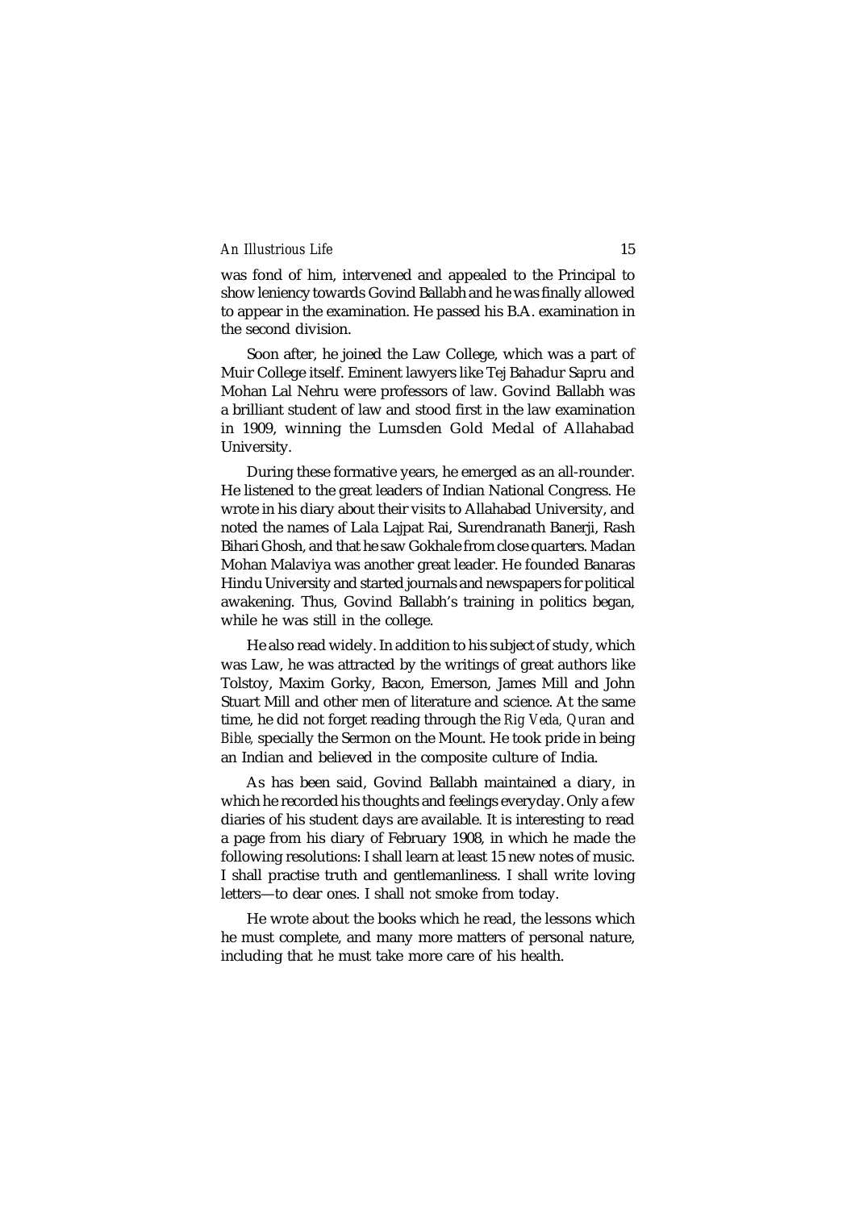was fond of him, intervened and appealed to the Principal to show leniency towards Govind Ballabh and he was finally allowed to appear in the examination. He passed his B.A. examination in the second division.

Soon after, he joined the Law College, which was a part of Muir College itself. Eminent lawyers like Tej Bahadur Sapru and Mohan Lal Nehru were professors of law. Govind Ballabh was a brilliant student of law and stood first in the law examination in 1909, winning the Lumsden Gold Medal of Allahabad University.

During these formative years, he emerged as an all-rounder. He listened to the great leaders of Indian National Congress. He wrote in his diary about their visits to Allahabad University, and noted the names of Lala Lajpat Rai, Surendranath Banerji, Rash Bihari Ghosh, and that he saw Gokhale from close quarters. Madan Mohan Malaviya was another great leader. He founded Banaras Hindu University and started journals and newspapers for political awakening. Thus, Govind Ballabh's training in politics began, while he was still in the college.

He also read widely. In addition to his subject of study, which was Law, he was attracted by the writings of great authors like Tolstoy, Maxim Gorky, Bacon, Emerson, James Mill and John Stuart Mill and other men of literature and science. At the same time, he did not forget reading through the *Rig Veda, Quran* and *Bible,* specially the Sermon on the Mount. He took pride in being an Indian and believed in the composite culture of India.

As has been said, Govind Ballabh maintained a diary, in which he recorded his thoughts and feelings everyday. Only a few diaries of his student days are available. It is interesting to read a page from his diary of February 1908, in which he made the following resolutions: I shall learn at least 15 new notes of music. I shall practise truth and gentlemanliness. I shall write loving letters—to dear ones. I shall not smoke from today.

He wrote about the books which he read, the lessons which he must complete, and many more matters of personal nature, including that he must take more care of his health.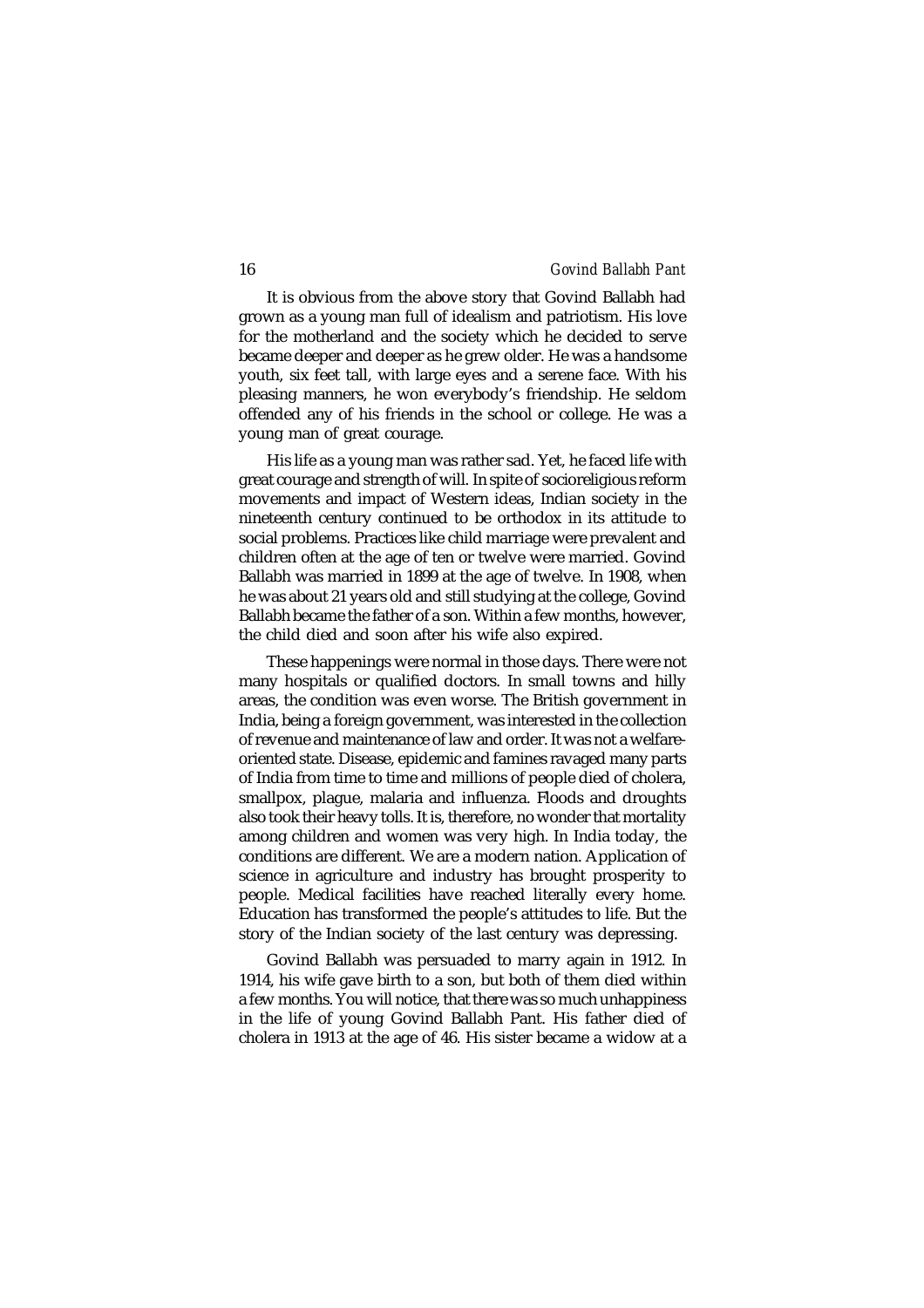It is obvious from the above story that Govind Ballabh had grown as a young man full of idealism and patriotism. His love for the motherland and the society which he decided to serve became deeper and deeper as he grew older. He was a handsome youth, six feet tall, with large eyes and a serene face. With his pleasing manners, he won everybody's friendship. He seldom offended any of his friends in the school or college. He was a young man of great courage.

His life as a young man was rather sad. Yet, he faced life with great courage and strength of will. In spite of socioreligious reform movements and impact of Western ideas, Indian society in the nineteenth century continued to be orthodox in its attitude to social problems. Practices like child marriage were prevalent and children often at the age of ten or twelve were married. Govind Ballabh was married in 1899 at the age of twelve. In 1908, when he was about 21 years old and still studying at the college, Govind Ballabh became the father of a son. Within a few months, however, the child died and soon after his wife also expired.

These happenings were normal in those days. There were not many hospitals or qualified doctors. In small towns and hilly areas, the condition was even worse. The British government in India, being a foreign government, was interested in the collection of revenue and maintenance of law and order. It was not a welfare-oriented state. Disease, epidemic and famines ravaged many parts of India from time to time and millions of people died of cholera, smallpox, plague, malaria and influenza. Floods and droughts also took their heavy tolls. It is, therefore, no wonder that mortality among children and women was very high. In India today, the conditions are different. We are a modern nation. Application of science in agriculture and industry has brought prosperity to people. Medical facilities have reached literally every home. Education has transformed the people's attitudes to life. But the story of the Indian society of the last century was depressing.

Govind Ballabh was persuaded to marry again in 1912. In 1914, his wife gave birth to a son, but both of them died within a few months. You will notice, that there was so much unhappiness in the life of young Govind Ballabh Pant. His father died of cholera in 1913 at the age of 46. His sister became a widow at a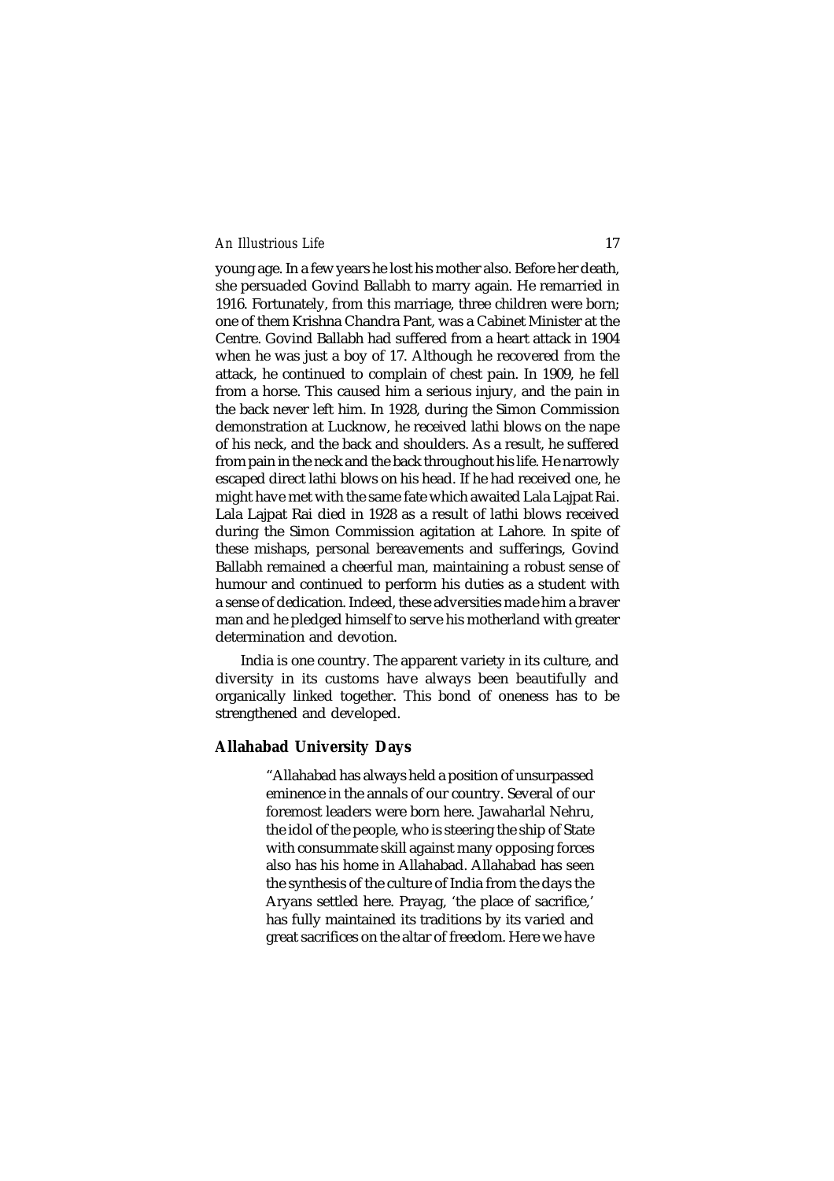young age. In a few years he lost his mother also. Before her death, she persuaded Govind Ballabh to marry again. He remarried in 1916. Fortunately, from this marriage, three children were born; one of them Krishna Chandra Pant, was a Cabinet Minister at the Centre. Govind Ballabh had suffered from a heart attack in 1904 when he was just a boy of 17. Although he recovered from the attack, he continued to complain of chest pain. In 1909, he fell from a horse. This caused him a serious injury, and the pain in the back never left him. In 1928, during the Simon Commission demonstration at Lucknow, he received lathi blows on the nape of his neck, and the back and shoulders. As a result, he suffered from pain in the neck and the back throughout his life. He narrowly escaped direct lathi blows on his head. If he had received one, he might have met with the same fate which awaited Lala Lajpat Rai. Lala Lajpat Rai died in 1928 as a result of lathi blows received during the Simon Commission agitation at Lahore. In spite of these mishaps, personal bereavements and sufferings, Govind Ballabh remained a cheerful man, maintaining a robust sense of humour and continued to perform his duties as a student with a sense of dedication. Indeed, these adversities made him a braver man and he pledged himself to serve his motherland with greater determination and devotion.

India is one country. The apparent variety in its culture, and diversity in its customs have always been beautifully and organically linked together. This bond of oneness has to be strengthened and developed.

## Allahabad University Days

> "Allahabad has always held a position of unsurpassed eminence in the annals of our country. Several of our foremost leaders were born here. Jawaharlal Nehru, the idol of the people, who is steering the ship of State with consummate skill against many opposing forces also has his home in Allahabad. Allahabad has seen the synthesis of the culture of India from the days the Aryans settled here. Prayag, 'the place of sacrifice,' has fully maintained its traditions by its varied and great sacrifices on the altar of freedom. Here we have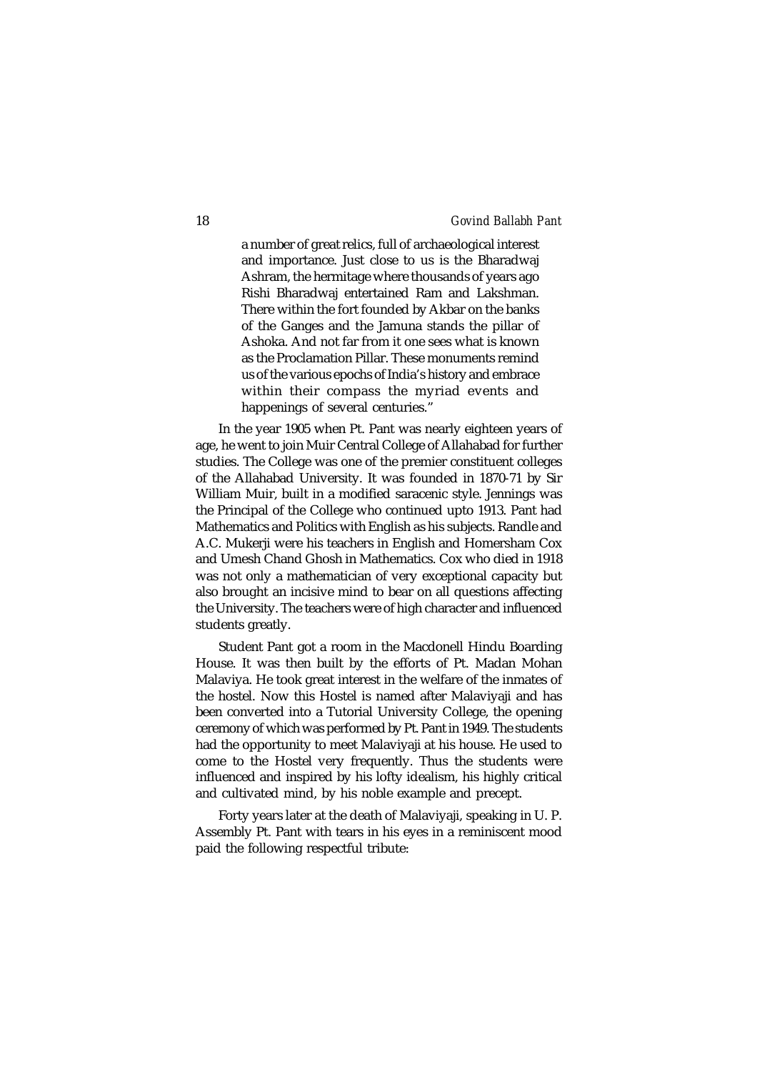> a number of great relics, full of archaeological interest and importance. Just close to us is the Bharadwaj Ashram, the hermitage where thousands of years ago Rishi Bharadwaj entertained Ram and Lakshman. There within the fort founded by Akbar on the banks of the Ganges and the Jamuna stands the pillar of Ashoka. And not far from it one sees what is known as the Proclamation Pillar. These monuments remind us of the various epochs of India's history and embrace within their compass the myriad events and happenings of several centuries."

In the year 1905 when Pt. Pant was nearly eighteen years of age, he went to join Muir Central College of Allahabad for further studies. The College was one of the premier constituent colleges of the Allahabad University. It was founded in 1870-71 by Sir William Muir, built in a modified saracenic style. Jennings was the Principal of the College who continued upto 1913. Pant had Mathematics and Politics with English as his subjects. Randle and A.C. Mukerji were his teachers in English and Homersham Cox and Umesh Chand Ghosh in Mathematics. Cox who died in 1918 was not only a mathematician of very exceptional capacity but also brought an incisive mind to bear on all questions affecting the University. The teachers were of high character and influenced students greatly.

Student Pant got a room in the Macdonell Hindu Boarding House. It was then built by the efforts of Pt. Madan Mohan Malaviya. He took great interest in the welfare of the inmates of the hostel. Now this Hostel is named after Malaviyaji and has been converted into a Tutorial University College, the opening ceremony of which was performed by Pt. Pant in 1949. The students had the opportunity to meet Malaviyaji at his house. He used to come to the Hostel very frequently. Thus the students were influenced and inspired by his lofty idealism, his highly critical and cultivated mind, by his noble example and precept.

Forty years later at the death of Malaviyaji, speaking in U. P. Assembly Pt. Pant with tears in his eyes in a reminiscent mood paid the following respectful tribute: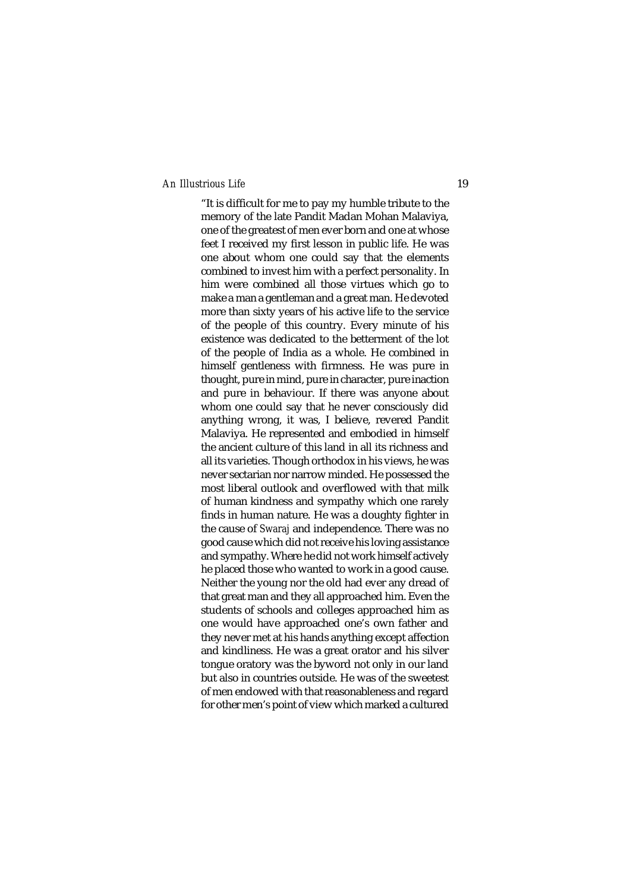"It is difficult for me to pay my humble tribute to the memory of the late Pandit Madan Mohan Malaviya, one of the greatest of men ever born and one at whose feet I received my first lesson in public life. He was one about whom one could say that the elements combined to invest him with a perfect personality. In him were combined all those virtues which go to make a man a gentleman and a great man. He devoted more than sixty years of his active life to the service of the people of this country. Every minute of his existence was dedicated to the betterment of the lot of the people of India as a whole. He combined in himself gentleness with firmness. He was pure in thought, pure in mind, pure in character, pure inaction and pure in behaviour. If there was anyone about whom one could say that he never consciously did anything wrong, it was, I believe, revered Pandit Malaviya. He represented and embodied in himself the ancient culture of this land in all its richness and all its varieties. Though orthodox in his views, he was never sectarian nor narrow minded. He possessed the most liberal outlook and overflowed with that milk of human kindness and sympathy which one rarely finds in human nature. He was a doughty fighter in the cause of *Swaraj* and independence. There was no good cause which did not receive his loving assistance and sympathy. Where he did not work himself actively he placed those who wanted to work in a good cause. Neither the young nor the old had ever any dread of that great man and they all approached him. Even the students of schools and colleges approached him as one would have approached one's own father and they never met at his hands anything except affection and kindliness. He was a great orator and his silver tongue oratory was the byword not only in our land but also in countries outside. He was of the sweetest of men endowed with that reasonableness and regard for other men's point of view which marked a cultured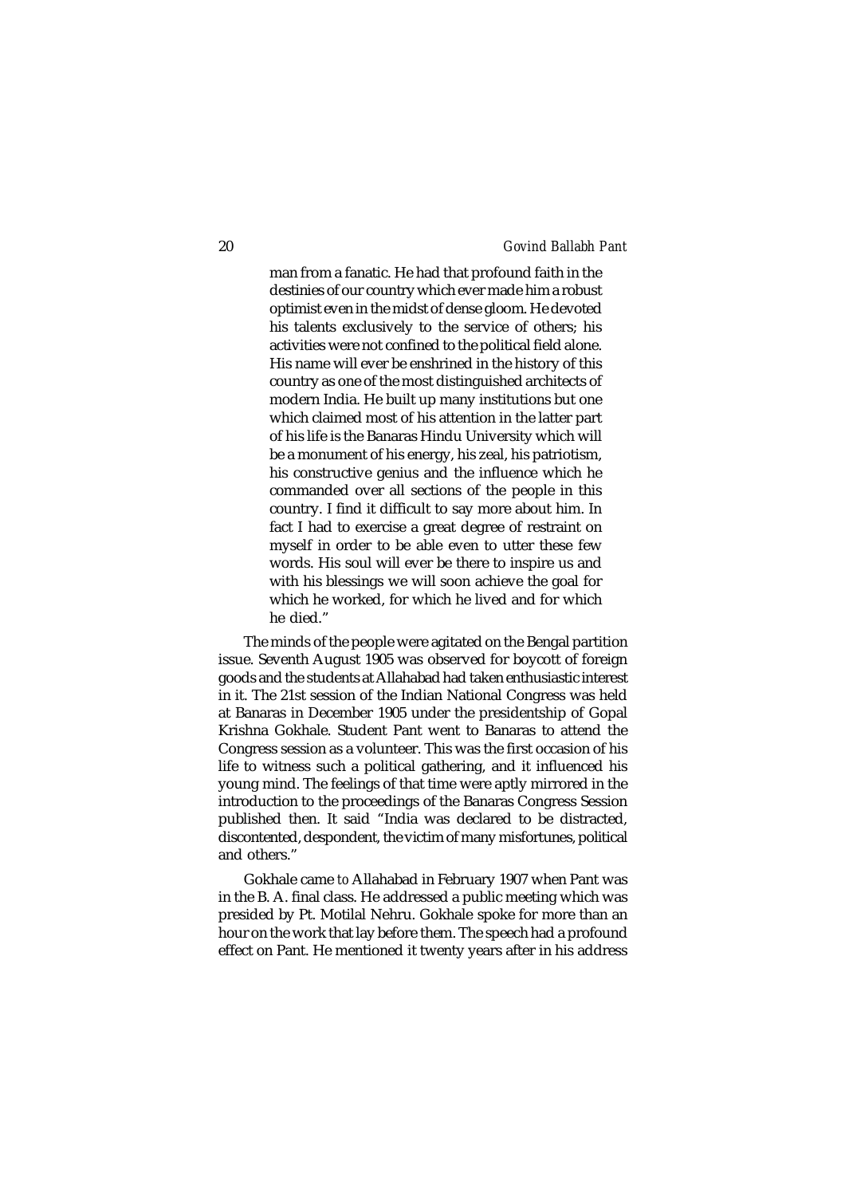> man from a fanatic. He had that profound faith in the destinies of our country which ever made him a robust optimist even in the midst of dense gloom. He devoted his talents exclusively to the service of others; his activities were not confined to the political field alone. His name will ever be enshrined in the history of this country as one of the most distinguished architects of modern India. He built up many institutions but one which claimed most of his attention in the latter part of his life is the Banaras Hindu University which will be a monument of his energy, his zeal, his patriotism, his constructive genius and the influence which he commanded over all sections of the people in this country. I find it difficult to say more about him. In fact I had to exercise a great degree of restraint on myself in order to be able even to utter these few words. His soul will ever be there to inspire us and with his blessings we will soon achieve the goal for which he worked, for which he lived and for which he died."

The minds of the people were agitated on the Bengal partition issue. Seventh August 1905 was observed for boycott of foreign goods and the students at Allahabad had taken enthusiastic interest in it. The 21st session of the Indian National Congress was held at Banaras in December 1905 under the presidentship of Gopal Krishna Gokhale. Student Pant went to Banaras to attend the Congress session as a volunteer. This was the first occasion of his life to witness such a political gathering, and it influenced his young mind. The feelings of that time were aptly mirrored in the introduction to the proceedings of the Banaras Congress Session published then. It said "India was declared to be distracted, discontented, despondent, the victim of many misfortunes, political and others."

Gokhale came to Allahabad in February 1907 when Pant was in the B. A. final class. He addressed a public meeting which was presided by Pt. Motilal Nehru. Gokhale spoke for more than an hour on the work that lay before them. The speech had a profound effect on Pant. He mentioned it twenty years after in his address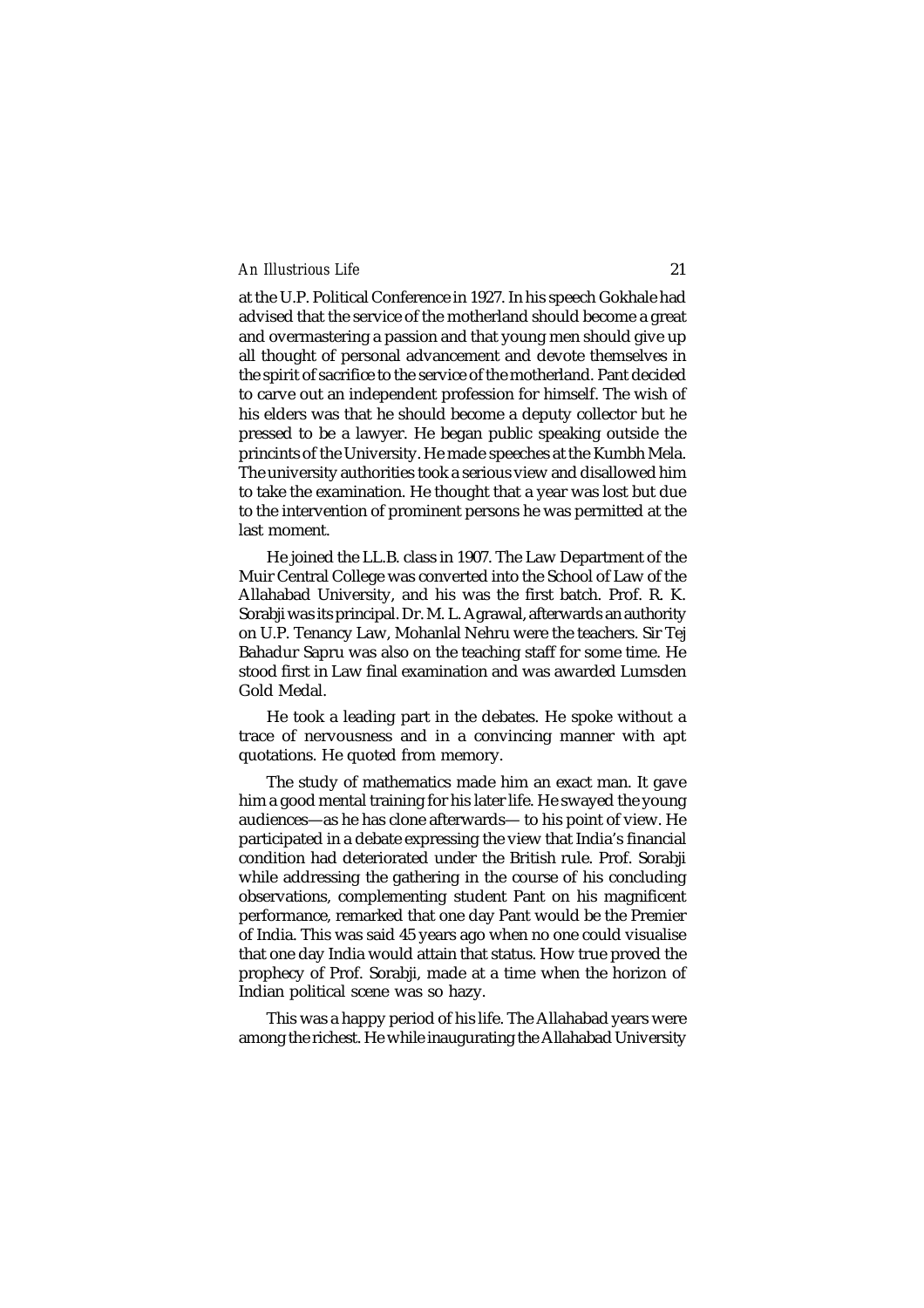at the U.P. Political Conference in 1927. In his speech Gokhale had advised that the service of the motherland should become a great and overmastering a passion and that young men should give up all thought of personal advancement and devote themselves in the spirit of sacrifice to the service of the motherland. Pant decided to carve out an independent profession for himself. The wish of his elders was that he should become a deputy collector but he pressed to be a lawyer. He began public speaking outside the princints of the University. He made speeches at the Kumbh Mela. The university authorities took a serious view and disallowed him to take the examination. He thought that a year was lost but due to the intervention of prominent persons he was permitted at the last moment.

He joined the LL.B. class in 1907. The Law Department of the Muir Central College was converted into the School of Law of the Allahabad University, and his was the first batch. Prof. R. K. Sorabji was its principal. Dr. M. L. Agrawal, afterwards an authority on U.P. Tenancy Law, Mohanlal Nehru were the teachers. Sir Tej Bahadur Sapru was also on the teaching staff for some time. He stood first in Law final examination and was awarded Lumsden Gold Medal.

He took a leading part in the debates. He spoke without a trace of nervousness and in a convincing manner with apt quotations. He quoted from memory.

The study of mathematics made him an exact man. It gave him a good mental training for his later life. He swayed the young audiences—as he has clone afterwards— to his point of view. He participated in a debate expressing the view that India's financial condition had deteriorated under the British rule. Prof. Sorabji while addressing the gathering in the course of his concluding observations, complementing student Pant on his magnificent performance, remarked that one day Pant would be the Premier of India. This was said 45 years ago when no one could visualise that one day India would attain that status. How true proved the prophecy of Prof. Sorabji, made at a time when the horizon of Indian political scene was so hazy.

This was a happy period of his life. The Allahabad years were among the richest. He while inaugurating the Allahabad University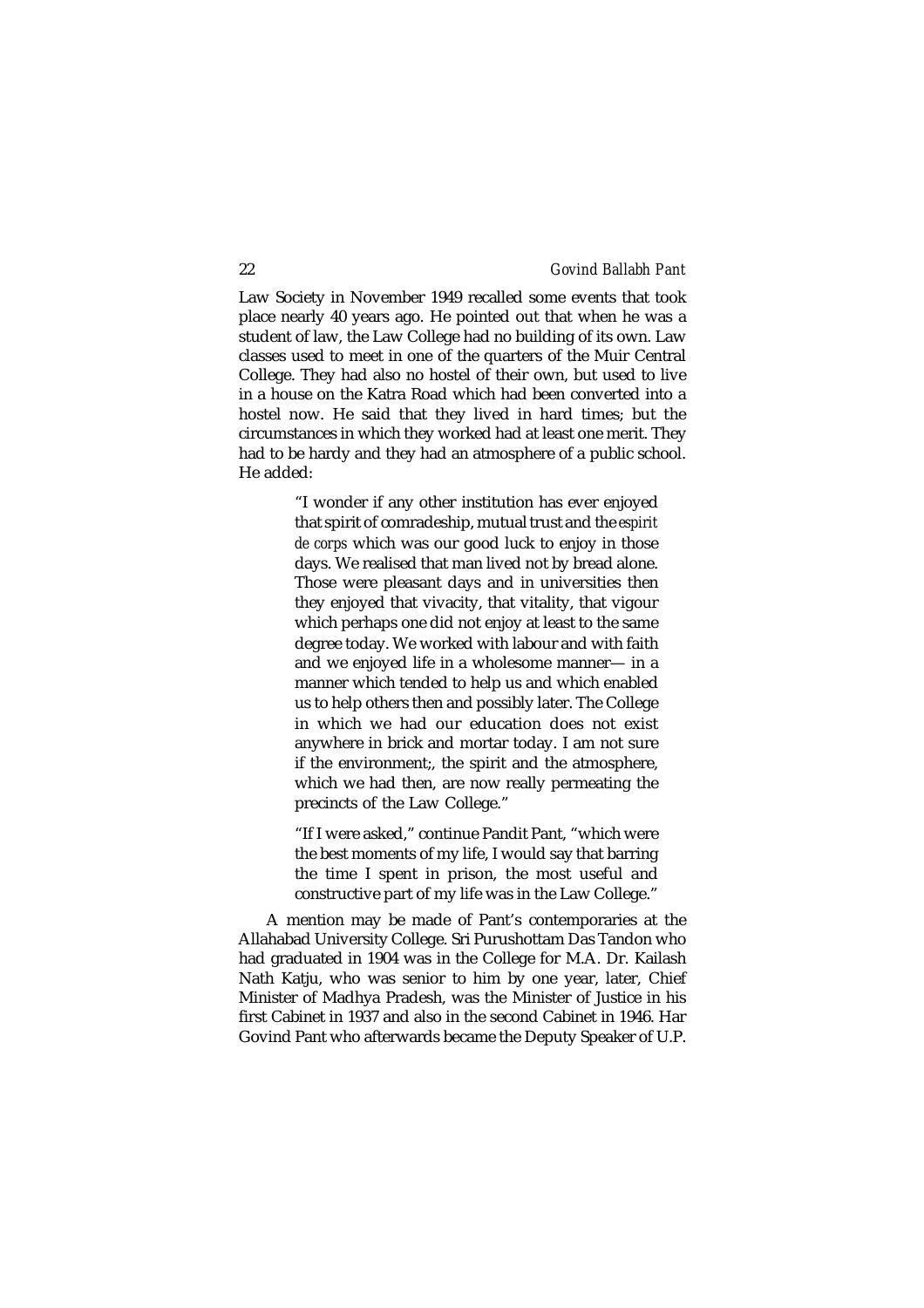Law Society in November 1949 recalled some events that took place nearly 40 years ago. He pointed out that when he was a student of law, the Law College had no building of its own. Law classes used to meet in one of the quarters of the Muir Central College. They had also no hostel of their own, but used to live in a house on the Katra Road which had been converted into a hostel now. He said that they lived in hard times; but the circumstances in which they worked had at least one merit. They had to be hardy and they had an atmosphere of a public school. He added:

> "I wonder if any other institution has ever enjoyed that spirit of comradeship, mutual trust and the *espirit de corps* which was our good luck to enjoy in those days. We realised that man lived not by bread alone. Those were pleasant days and in universities then they enjoyed that vivacity, that vitality, that vigour which perhaps one did not enjoy at least to the same degree today. We worked with labour and with faith and we enjoyed life in a wholesome manner— in a manner which tended to help us and which enabled us to help others then and possibly later. The College in which we had our education does not exist anywhere in brick and mortar today. I am not sure if the environment;, the spirit and the atmosphere, which we had then, are now really permeating the precincts of the Law College."
>
> "If I were asked," continue Pandit Pant, "which were the best moments of my life, I would say that barring the time I spent in prison, the most useful and constructive part of my life was in the Law College."

A mention may be made of Pant's contemporaries at the Allahabad University College. Sri Purushottam Das Tandon who had graduated in 1904 was in the College for M.A. Dr. Kailash Nath Katju, who was senior to him by one year, later, Chief Minister of Madhya Pradesh, was the Minister of Justice in his first Cabinet in 1937 and also in the second Cabinet in 1946. Har Govind Pant who afterwards became the Deputy Speaker of U.P.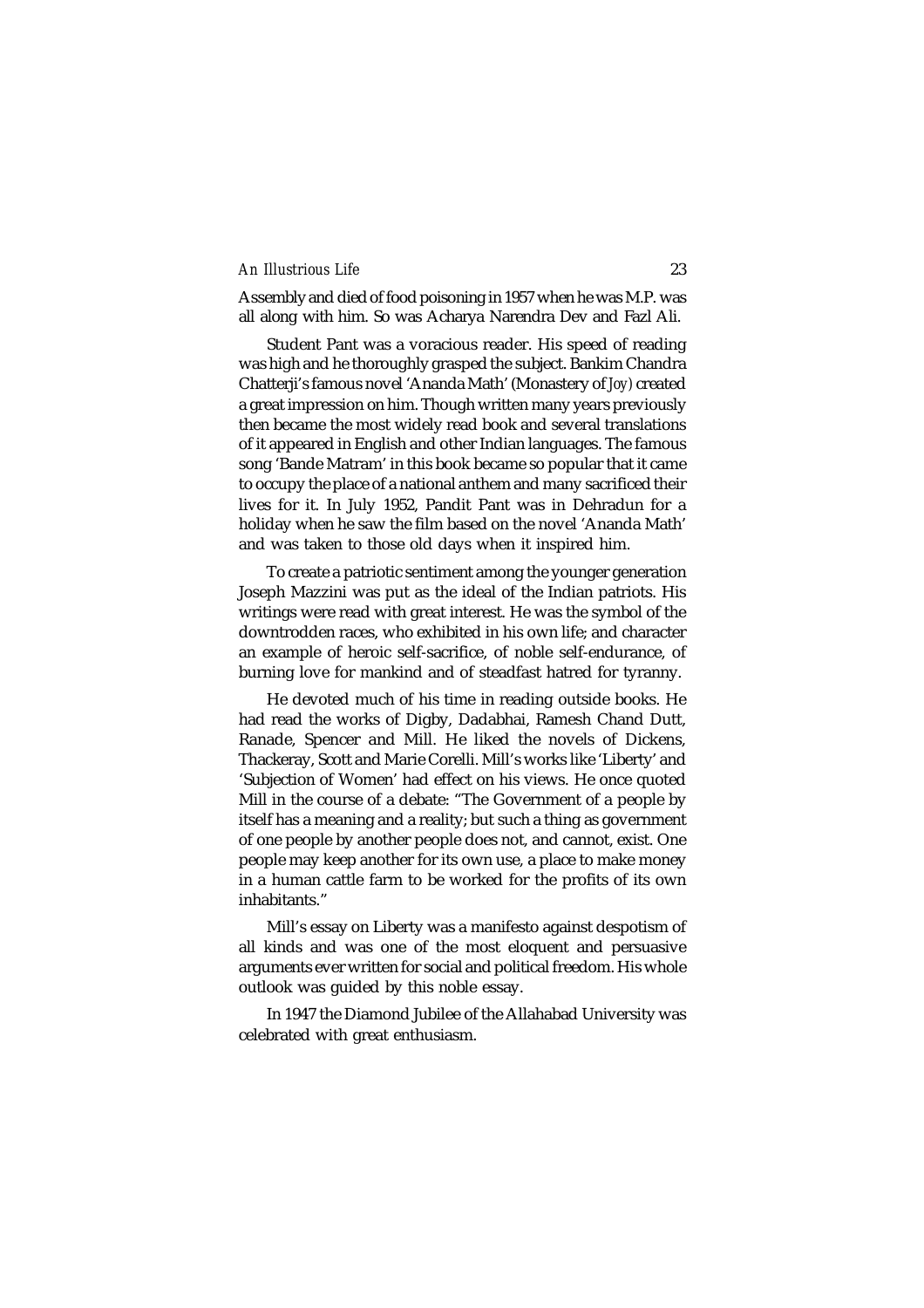Assembly and died of food poisoning in 1957 when he was M.P. was all along with him. So was Acharya Narendra Dev and Fazl Ali.

Student Pant was a voracious reader. His speed of reading was high and he thoroughly grasped the subject. Bankim Chandra Chatterji's famous novel 'Ananda Math' (Monastery of *Joy*) created a great impression on him. Though written many years previously then became the most widely read book and several translations of it appeared in English and other Indian languages. The famous song 'Bande Matram' in this book became so popular that it came to occupy the place of a national anthem and many sacrificed their lives for it. In July 1952, Pandit Pant was in Dehradun for a holiday when he saw the film based on the novel 'Ananda Math' and was taken to those old days when it inspired him.

To create a patriotic sentiment among the younger generation Joseph Mazzini was put as the ideal of the Indian patriots. His writings were read with great interest. He was the symbol of the downtrodden races, who exhibited in his own life; and character an example of heroic self-sacrifice, of noble self-endurance, of burning love for mankind and of steadfast hatred for tyranny.

He devoted much of his time in reading outside books. He had read the works of Digby, Dadabhai, Ramesh Chand Dutt, Ranade, Spencer and Mill. He liked the novels of Dickens, Thackeray, Scott and Marie Corelli. Mill's works like 'Liberty' and 'Subjection of Women' had effect on his views. He once quoted Mill in the course of a debate: "The Government of a people by itself has a meaning and a reality; but such a thing as government of one people by another people does not, and cannot, exist. One people may keep another for its own use, a place to make money in a human cattle farm to be worked for the profits of its own inhabitants."

Mill's essay on Liberty was a manifesto against despotism of all kinds and was one of the most eloquent and persuasive arguments ever written for social and political freedom. His whole outlook was guided by this noble essay.

In 1947 the Diamond Jubilee of the Allahabad University was celebrated with great enthusiasm.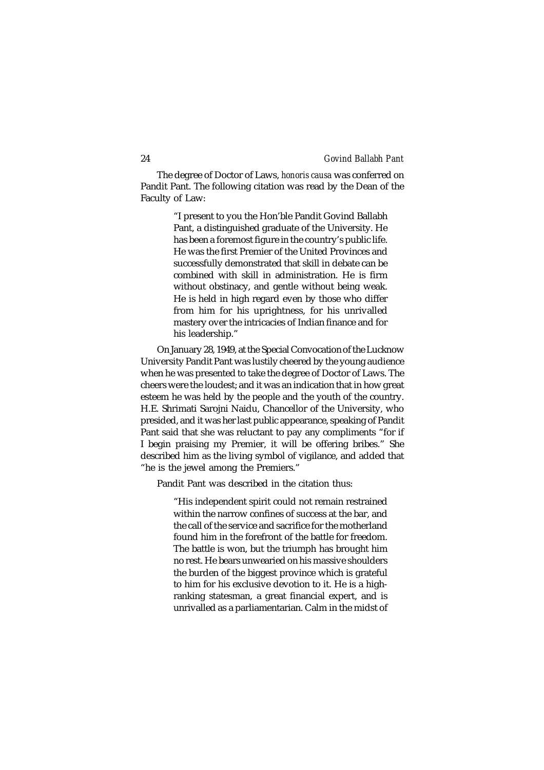The degree of Doctor of Laws, *honoris causa* was conferred on Pandit Pant. The following citation was read by the Dean of the Faculty of Law:

> "I present to you the Hon'ble Pandit Govind Ballabh Pant, a distinguished graduate of the University. He has been a foremost figure in the country's public life. He was the first Premier of the United Provinces and successfully demonstrated that skill in debate can be combined with skill in administration. He is firm without obstinacy, and gentle without being weak. He is held in high regard even by those who differ from him for his uprightness, for his unrivalled mastery over the intricacies of Indian finance and for his leadership."

On January 28, 1949, at the Special Convocation of the Lucknow University Pandit Pant was lustily cheered by the young audience when he was presented to take the degree of Doctor of Laws. The cheers were the loudest; and it was an indication that in how great esteem he was held by the people and the youth of the country. H.E. Shrimati Sarojni Naidu, Chancellor of the University, who presided, and it was her last public appearance, speaking of Pandit Pant said that she was reluctant to pay any compliments "for if I begin praising my Premier, it will be offering bribes." She described him as the living symbol of vigilance, and added that "he is the jewel among the Premiers."

Pandit Pant was described in the citation thus:

> "His independent spirit could not remain restrained within the narrow confines of success at the bar, and the call of the service and sacrifice for the motherland found him in the forefront of the battle for freedom. The battle is won, but the triumph has brought him no rest. He bears unwearied on his massive shoulders the burden of the biggest province which is grateful to him for his exclusive devotion to it. He is a high-ranking statesman, a great financial expert, and is unrivalled as a parliamentarian. Calm in the midst of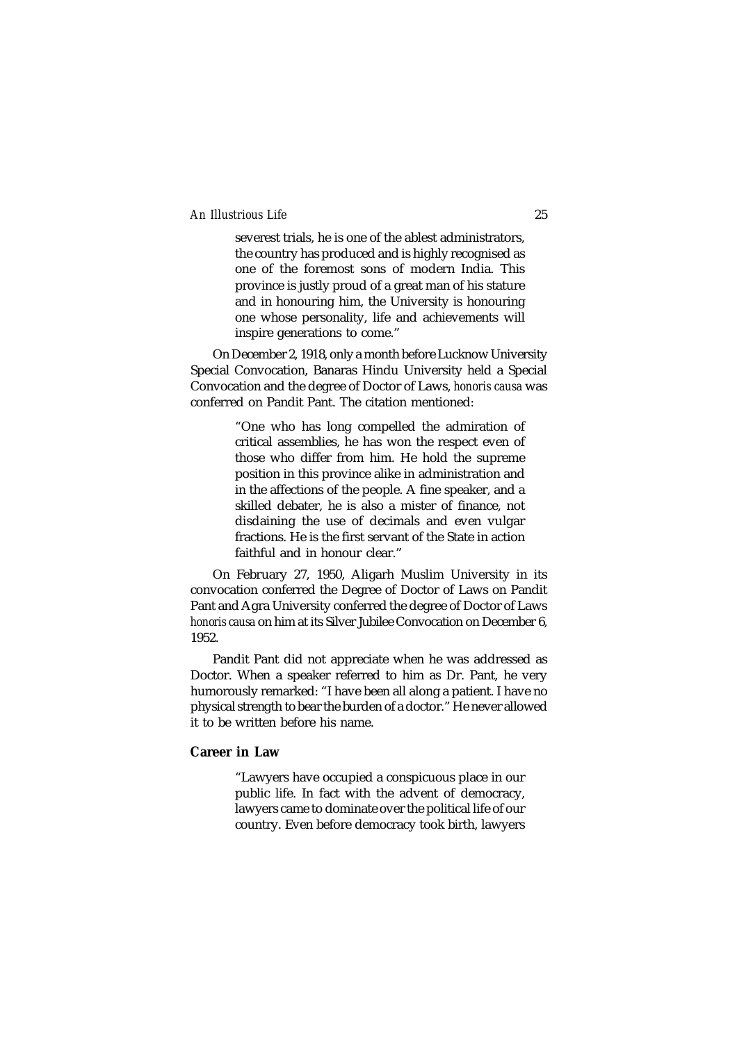> severest trials, he is one of the ablest administrators, the country has produced and is highly recognised as one of the foremost sons of modern India. This province is justly proud of a great man of his stature and in honouring him, the University is honouring one whose personality, life and achievements will inspire generations to come."

On December 2, 1918, only a month before Lucknow University Special Convocation, Banaras Hindu University held a Special Convocation and the degree of Doctor of Laws, *honoris causa* was conferred on Pandit Pant. The citation mentioned:

> "One who has long compelled the admiration of critical assemblies, he has won the respect even of those who differ from him. He hold the supreme position in this province alike in administration and in the affections of the people. A fine speaker, and a skilled debater, he is also a mister of finance, not disdaining the use of decimals and even vulgar fractions. He is the first servant of the State in action faithful and in honour clear."

On February 27, 1950, Aligarh Muslim University in its convocation conferred the Degree of Doctor of Laws on Pandit Pant and Agra University conferred the degree of Doctor of Laws *honoris causa* on him at its Silver Jubilee Convocation on December 6, 1952.

Pandit Pant did not appreciate when he was addressed as Doctor. When a speaker referred to him as Dr. Pant, he very humorously remarked: "I have been all along a patient. I have no physical strength to bear the burden of a doctor." He never allowed it to be written before his name.

## Career in Law

> "Lawyers have occupied a conspicuous place in our public life. In fact with the advent of democracy, lawyers came to dominate over the political life of our country. Even before democracy took birth, lawyers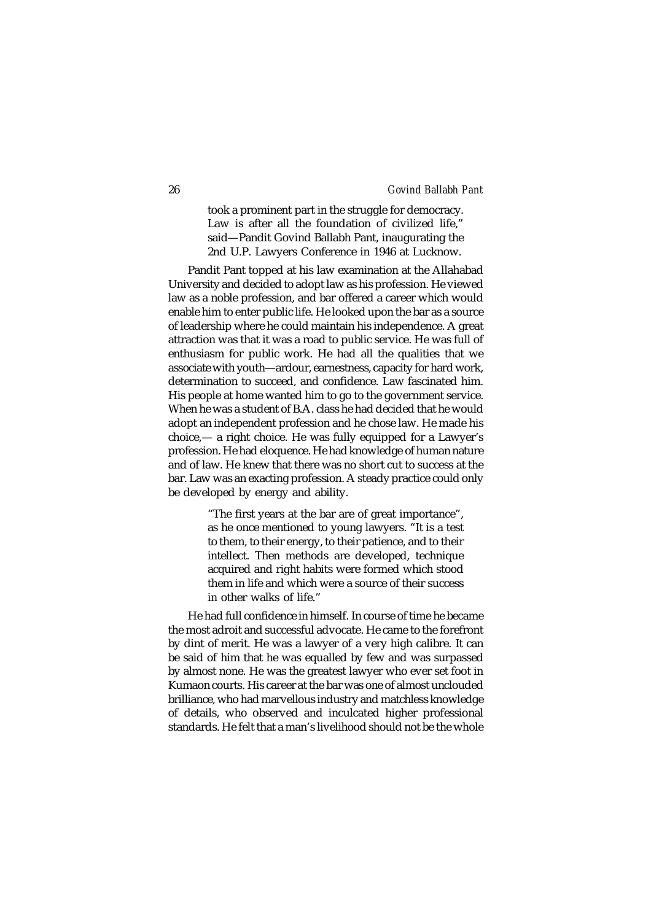> took a prominent part in the struggle for democracy. Law is after all the foundation of civilized life," said—Pandit Govind Ballabh Pant, inaugurating the 2nd U.P. Lawyers Conference in 1946 at Lucknow.

Pandit Pant topped at his law examination at the Allahabad University and decided to adopt law as his profession. He viewed law as a noble profession, and bar offered a career which would enable him to enter public life. He looked upon the bar as a source of leadership where he could maintain his independence. A great attraction was that it was a road to public service. He was full of enthusiasm for public work. He had all the qualities that we associate with youth—ardour, earnestness, capacity for hard work, determination to succeed, and confidence. Law fascinated him. His people at home wanted him to go to the government service. When he was a student of B.A. class he had decided that he would adopt an independent profession and he chose law. He made his choice,— a right choice. He was fully equipped for a Lawyer's profession. He had eloquence. He had knowledge of human nature and of law. He knew that there was no short cut to success at the bar. Law was an exacting profession. A steady practice could only be developed by energy and ability.

> "The first years at the bar are of great importance", as he once mentioned to young lawyers. "It is a test to them, to their energy, to their patience, and to their intellect. Then methods are developed, technique acquired and right habits were formed which stood them in life and which were a source of their success in other walks of life."

He had full confidence in himself. In course of time he became the most adroit and successful advocate. He came to the forefront by dint of merit. He was a lawyer of a very high calibre. It can be said of him that he was equalled by few and was surpassed by almost none. He was the greatest lawyer who ever set foot in Kumaon courts. His career at the bar was one of almost unclouded brilliance, who had marvellous industry and matchless knowledge of details, who observed and inculcated higher professional standards. He felt that a man's livelihood should not be the whole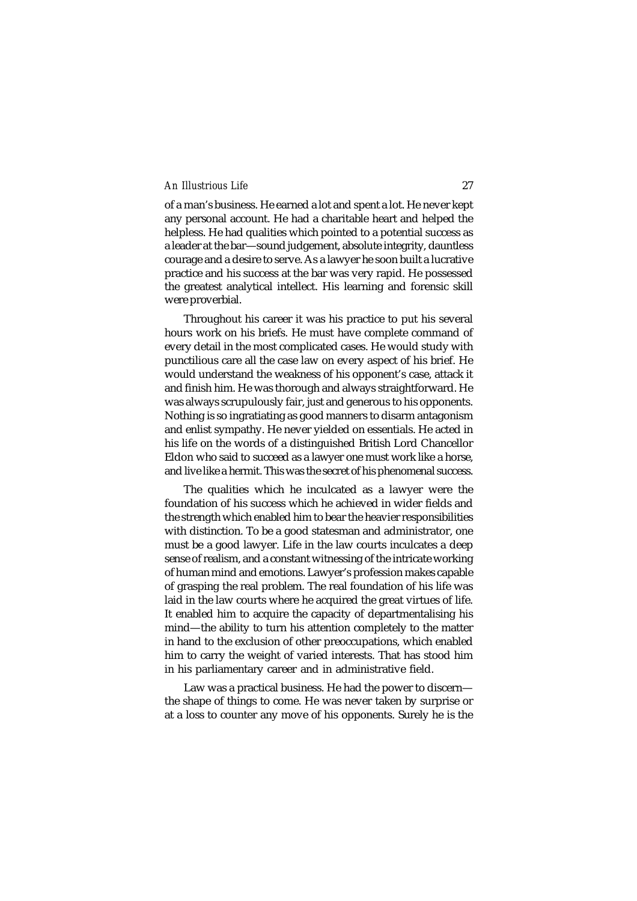of a man's business. He earned a lot and spent a lot. He never kept any personal account. He had a charitable heart and helped the helpless. He had qualities which pointed to a potential success as a leader at the bar—sound judgement, absolute integrity, dauntless courage and a desire to serve. As a lawyer he soon built a lucrative practice and his success at the bar was very rapid. He possessed the greatest analytical intellect. His learning and forensic skill were proverbial.

Throughout his career it was his practice to put his several hours work on his briefs. He must have complete command of every detail in the most complicated cases. He would study with punctilious care all the case law on every aspect of his brief. He would understand the weakness of his opponent's case, attack it and finish him. He was thorough and always straightforward. He was always scrupulously fair, just and generous to his opponents. Nothing is so ingratiating as good manners to disarm antagonism and enlist sympathy. He never yielded on essentials. He acted in his life on the words of a distinguished British Lord Chancellor Eldon who said to succeed as a lawyer one must work like a horse, and live like a hermit. This was the secret of his phenomenal success.

The qualities which he inculcated as a lawyer were the foundation of his success which he achieved in wider fields and the strength which enabled him to bear the heavier responsibilities with distinction. To be a good statesman and administrator, one must be a good lawyer. Life in the law courts inculcates a deep sense of realism, and a constant witnessing of the intricate working of human mind and emotions. Lawyer's profession makes capable of grasping the real problem. The real foundation of his life was laid in the law courts where he acquired the great virtues of life. It enabled him to acquire the capacity of departmentalising his mind—the ability to turn his attention completely to the matter in hand to the exclusion of other preoccupations, which enabled him to carry the weight of varied interests. That has stood him in his parliamentary career and in administrative field.

Law was a practical business. He had the power to discern—the shape of things to come. He was never taken by surprise or at a loss to counter any move of his opponents. Surely he is the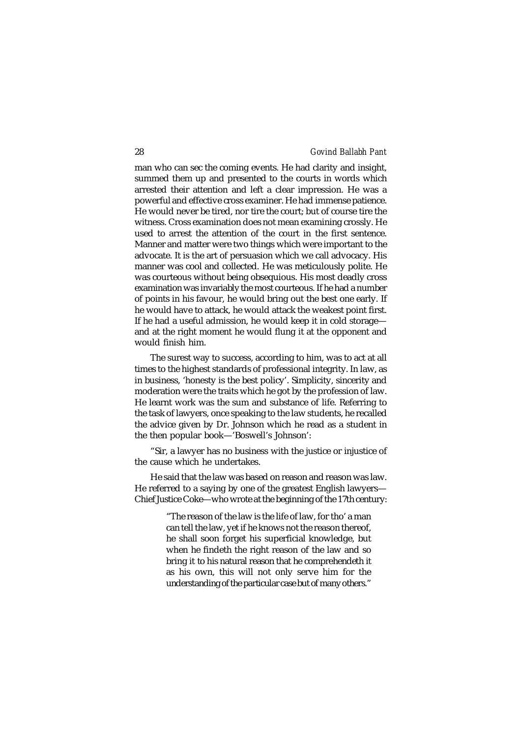man who can sec the coming events. He had clarity and insight, summed them up and presented to the courts in words which arrested their attention and left a clear impression. He was a powerful and effective cross examiner. He had immense patience. He would never be tired, nor tire the court; but of course tire the witness. Cross examination does not mean examining crossly. He used to arrest the attention of the court in the first sentence. Manner and matter were two things which were important to the advocate. It is the art of persuasion which we call advocacy. His manner was cool and collected. He was meticulously polite. He was courteous without being obsequious. His most deadly cross examination was invariably the most courteous. If he had a number of points in his favour, he would bring out the best one early. If he would have to attack, he would attack the weakest point first. If he had a useful admission, he would keep it in cold storage—and at the right moment he would flung it at the opponent and would finish him.

The surest way to success, according to him, was to act at all times to the highest standards of professional integrity. In law, as in business, 'honesty is the best policy'. Simplicity, sincerity and moderation were the traits which he got by the profession of law. He learnt work was the sum and substance of life. Referring to the task of lawyers, once speaking to the law students, he recalled the advice given by Dr. Johnson which he read as a student in the then popular book—'Boswell's Johnson':

"Sir, a lawyer has no business with the justice or injustice of the cause which he undertakes.

He said that the law was based on reason and reason was law. He referred to a saying by one of the greatest English lawyers—Chief Justice Coke—who wrote at the beginning of the 17th century:

> "The reason of the law is the life of law, for tho' a man can tell the law, yet if he knows not the reason thereof, he shall soon forget his superficial knowledge, but when he findeth the right reason of the law and so bring it to his natural reason that he comprehendeth it as his own, this will not only serve him for the understanding of the particular case but of many others."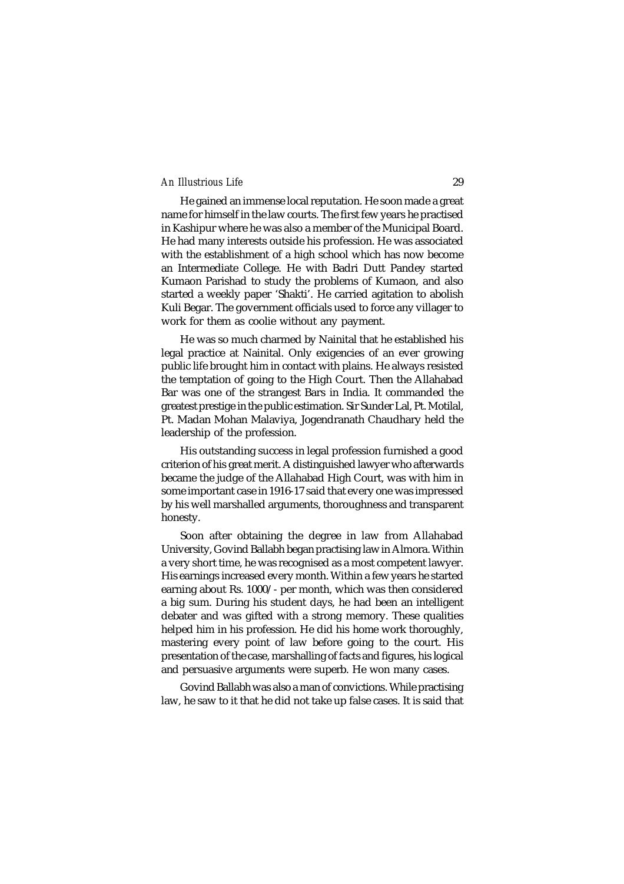He gained an immense local reputation. He soon made a great name for himself in the law courts. The first few years he practised in Kashipur where he was also a member of the Municipal Board. He had many interests outside his profession. He was associated with the establishment of a high school which has now become an Intermediate College. He with Badri Dutt Pandey started Kumaon Parishad to study the problems of Kumaon, and also started a weekly paper 'Shakti'. He carried agitation to abolish Kuli Begar. The government officials used to force any villager to work for them as coolie without any payment.

He was so much charmed by Nainital that he established his legal practice at Nainital. Only exigencies of an ever growing public life brought him in contact with plains. He always resisted the temptation of going to the High Court. Then the Allahabad Bar was one of the strangest Bars in India. It commanded the greatest prestige in the public estimation. Sir Sunder Lal, Pt. Motilal, Pt. Madan Mohan Malaviya, Jogendranath Chaudhary held the leadership of the profession.

His outstanding success in legal profession furnished a good criterion of his great merit. A distinguished lawyer who afterwards became the judge of the Allahabad High Court, was with him in some important case in 1916-17 said that every one was impressed by his well marshalled arguments, thoroughness and transparent honesty.

Soon after obtaining the degree in law from Allahabad University, Govind Ballabh began practising law in Almora. Within a very short time, he was recognised as a most competent lawyer. His earnings increased every month. Within a few years he started earning about Rs. 1000/- per month, which was then considered a big sum. During his student days, he had been an intelligent debater and was gifted with a strong memory. These qualities helped him in his profession. He did his home work thoroughly, mastering every point of law before going to the court. His presentation of the case, marshalling of facts and figures, his logical and persuasive arguments were superb. He won many cases.

Govind Ballabh was also a man of convictions. While practising law, he saw to it that he did not take up false cases. It is said that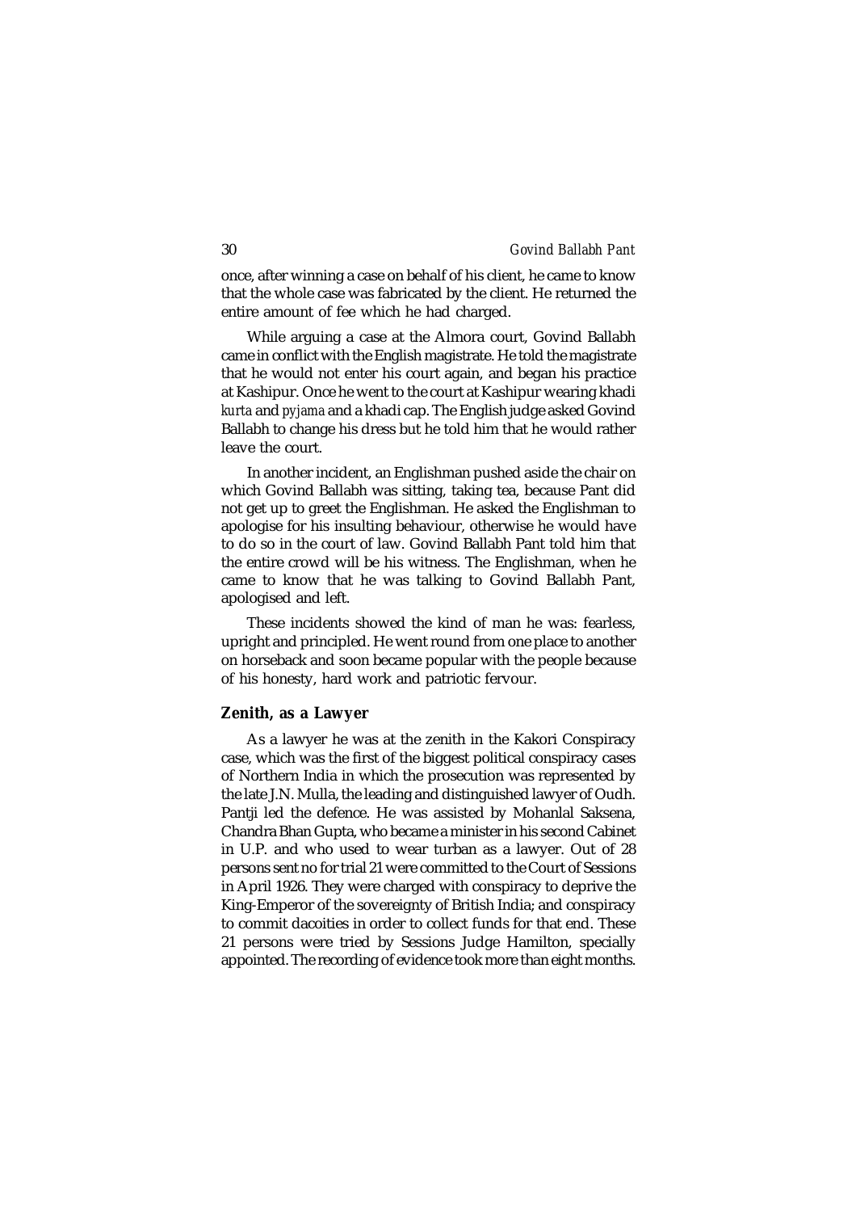once, after winning a case on behalf of his client, he came to know that the whole case was fabricated by the client. He returned the entire amount of fee which he had charged.

While arguing a case at the Almora court, Govind Ballabh came in conflict with the English magistrate. He told the magistrate that he would not enter his court again, and began his practice at Kashipur. Once he went to the court at Kashipur wearing khadi *kurta* and *pyjama* and a khadi cap. The English judge asked Govind Ballabh to change his dress but he told him that he would rather leave the court.

In another incident, an Englishman pushed aside the chair on which Govind Ballabh was sitting, taking tea, because Pant did not get up to greet the Englishman. He asked the Englishman to apologise for his insulting behaviour, otherwise he would have to do so in the court of law. Govind Ballabh Pant told him that the entire crowd will be his witness. The Englishman, when he came to know that he was talking to Govind Ballabh Pant, apologised and left.

These incidents showed the kind of man he was: fearless, upright and principled. He went round from one place to another on horseback and soon became popular with the people because of his honesty, hard work and patriotic fervour.

## Zenith, as a Lawyer

As a lawyer he was at the zenith in the Kakori Conspiracy case, which was the first of the biggest political conspiracy cases of Northern India in which the prosecution was represented by the late J.N. Mulla, the leading and distinguished lawyer of Oudh. Pantji led the defence. He was assisted by Mohanlal Saksena, Chandra Bhan Gupta, who became a minister in his second Cabinet in U.P. and who used to wear turban as a lawyer. Out of 28 persons sent no for trial 21 were committed to the Court of Sessions in April 1926. They were charged with conspiracy to deprive the King-Emperor of the sovereignty of British India; and conspiracy to commit dacoities in order to collect funds for that end. These 21 persons were tried by Sessions Judge Hamilton, specially appointed. The recording of evidence took more than eight months.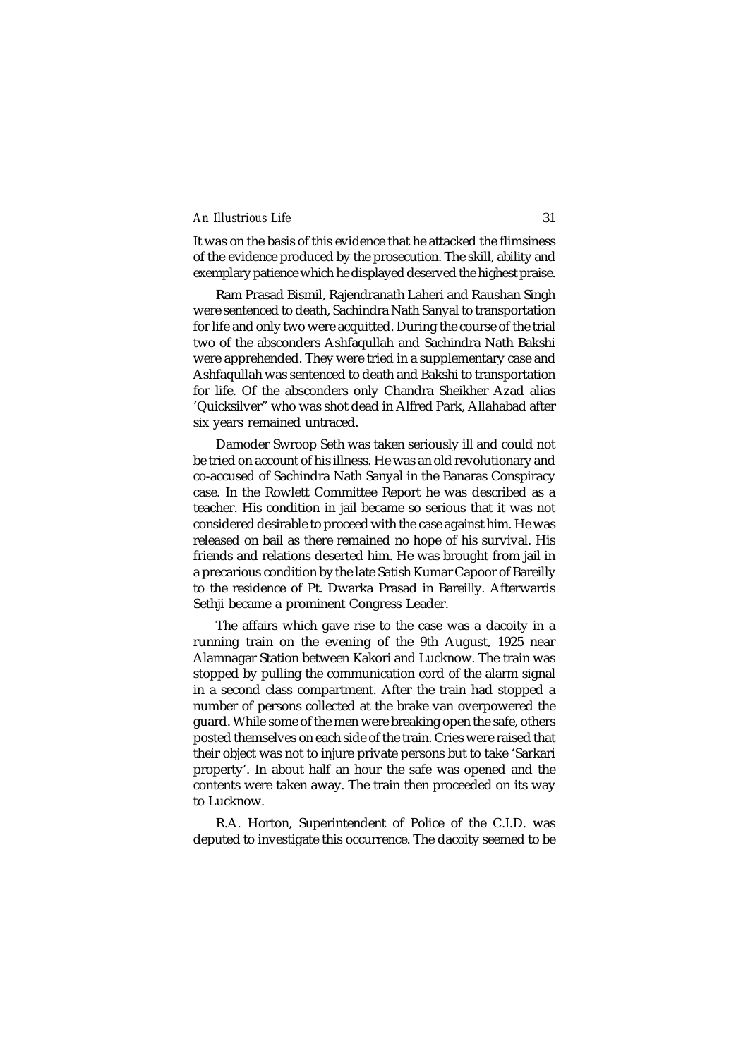It was on the basis of this evidence that he attacked the flimsiness of the evidence produced by the prosecution. The skill, ability and exemplary patience which he displayed deserved the highest praise.

Ram Prasad Bismil, Rajendranath Laheri and Raushan Singh were sentenced to death, Sachindra Nath Sanyal to transportation for life and only two were acquitted. During the course of the trial two of the absconders Ashfaqullah and Sachindra Nath Bakshi were apprehended. They were tried in a supplementary case and Ashfaqullah was sentenced to death and Bakshi to transportation for life. Of the absconders only Chandra Sheikher Azad alias 'Quicksilver" who was shot dead in Alfred Park, Allahabad after six years remained untraced.

Damoder Swroop Seth was taken seriously ill and could not be tried on account of his illness. He was an old revolutionary and co-accused of Sachindra Nath Sanyal in the Banaras Conspiracy case. In the Rowlett Committee Report he was described as a teacher. His condition in jail became so serious that it was not considered desirable to proceed with the case against him. He was released on bail as there remained no hope of his survival. His friends and relations deserted him. He was brought from jail in a precarious condition by the late Satish Kumar Capoor of Bareilly to the residence of Pt. Dwarka Prasad in Bareilly. Afterwards Sethji became a prominent Congress Leader.

The affairs which gave rise to the case was a dacoity in a running train on the evening of the 9th August, 1925 near Alamnagar Station between Kakori and Lucknow. The train was stopped by pulling the communication cord of the alarm signal in a second class compartment. After the train had stopped a number of persons collected at the brake van overpowered the guard. While some of the men were breaking open the safe, others posted themselves on each side of the train. Cries were raised that their object was not to injure private persons but to take 'Sarkari property'. In about half an hour the safe was opened and the contents were taken away. The train then proceeded on its way to Lucknow.

R.A. Horton, Superintendent of Police of the C.I.D. was deputed to investigate this occurrence. The dacoity seemed to be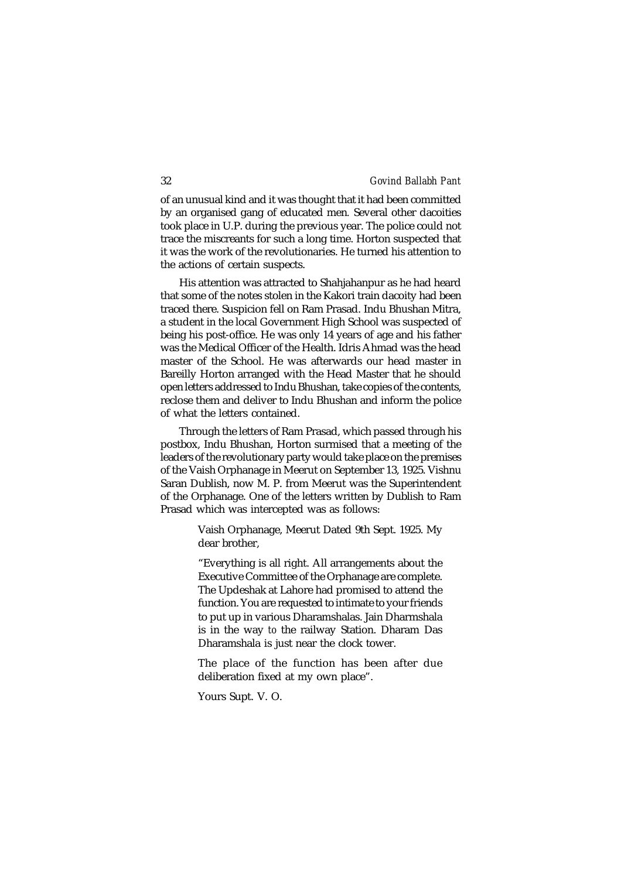of an unusual kind and it was thought that it had been committed by an organised gang of educated men. Several other dacoities took place in U.P. during the previous year. The police could not trace the miscreants for such a long time. Horton suspected that it was the work of the revolutionaries. He turned his attention to the actions of certain suspects.

His attention was attracted to Shahjahanpur as he had heard that some of the notes stolen in the Kakori train dacoity had been traced there. Suspicion fell on Ram Prasad. Indu Bhushan Mitra, a student in the local Government High School was suspected of being his post-office. He was only 14 years of age and his father was the Medical Officer of the Health. Idris Ahmad was the head master of the School. He was afterwards our head master in Bareilly Horton arranged with the Head Master that he should open letters addressed to Indu Bhushan, take copies of the contents, reclose them and deliver to Indu Bhushan and inform the police of what the letters contained.

Through the letters of Ram Prasad, which passed through his postbox, Indu Bhushan, Horton surmised that a meeting of the leaders of the revolutionary party would take place on the premises of the Vaish Orphanage in Meerut on September 13, 1925. Vishnu Saran Dublish, now M. P. from Meerut was the Superintendent of the Orphanage. One of the letters written by Dublish to Ram Prasad which was intercepted was as follows:

> Vaish Orphanage, Meerut Dated 9th Sept. 1925. My dear brother,
>
> "Everything is all right. All arrangements about the Executive Committee of the Orphanage are complete. The Updeshak at Lahore had promised to attend the function. You are requested to intimate to your friends to put up in various Dharamshalas. Jain Dharmshala is in the way *to* the railway Station. Dharam Das Dharamshala is just near the clock tower.
>
> The place of the function has been after due deliberation fixed at my own place".
>
> Yours Supt. V. O.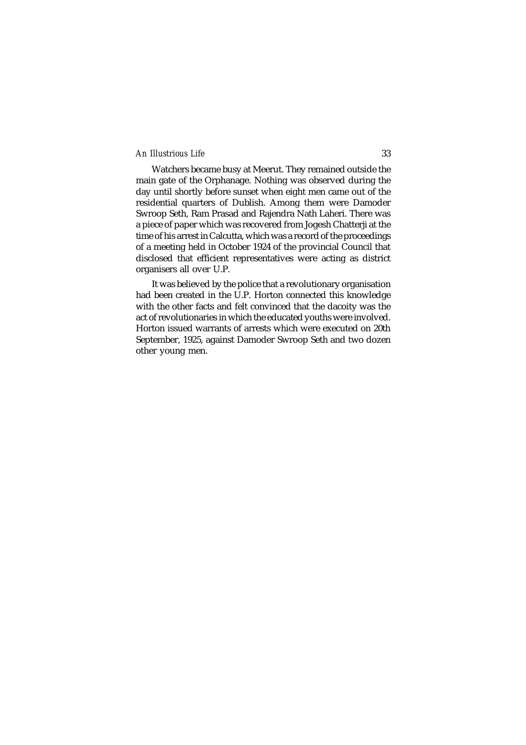Watchers became busy at Meerut. They remained outside the main gate of the Orphanage. Nothing was observed during the day until shortly before sunset when eight men came out of the residential quarters of Dublish. Among them were Damoder Swroop Seth, Ram Prasad and Rajendra Nath Laheri. There was a piece of paper which was recovered from Jogesh Chatterji at the time of his arrest in Calcutta, which was a record of the proceedings of a meeting held in October 1924 of the provincial Council that disclosed that efficient representatives were acting as district organisers all over U.P.

It was believed by the police that a revolutionary organisation had been created in the U.P. Horton connected this knowledge with the other facts and felt convinced that the dacoity was the act of revolutionaries in which the educated youths were involved. Horton issued warrants of arrests which were executed on 20th September, 1925, against Damoder Swroop Seth and two dozen other young men.